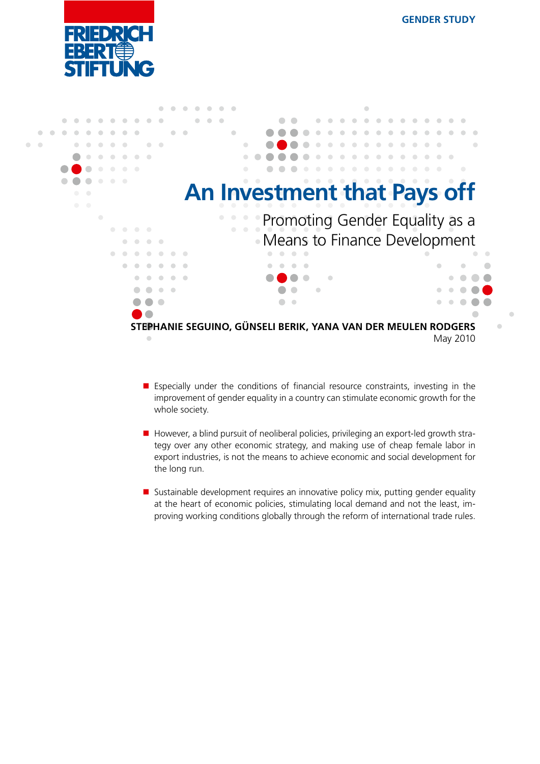FRIEDRICH EBERT STIFTUNG

GENDER STUDY

# An Investment that Pays off

## Promoting Gender Equality as a Means to Finance Development

**STEPHANIE SEGUINO, GÜNSELI BERIK, YANA VAN DER MEULEN RODGERS**

May 2010

- Especially under the conditions of financial resource constraints, investing in the improvement of gender equality in a country can stimulate economic growth for the whole society.

- However, a blind pursuit of neoliberal policies, privileging an export-led growth strategy over any other economic strategy, and making use of cheap female labor in export industries, is not the means to achieve economic and social development for the long run.

- Sustainable development requires an innovative policy mix, putting gender equality at the heart of economic policies, stimulating local demand and not the least, improving working conditions globally through the reform of international trade rules.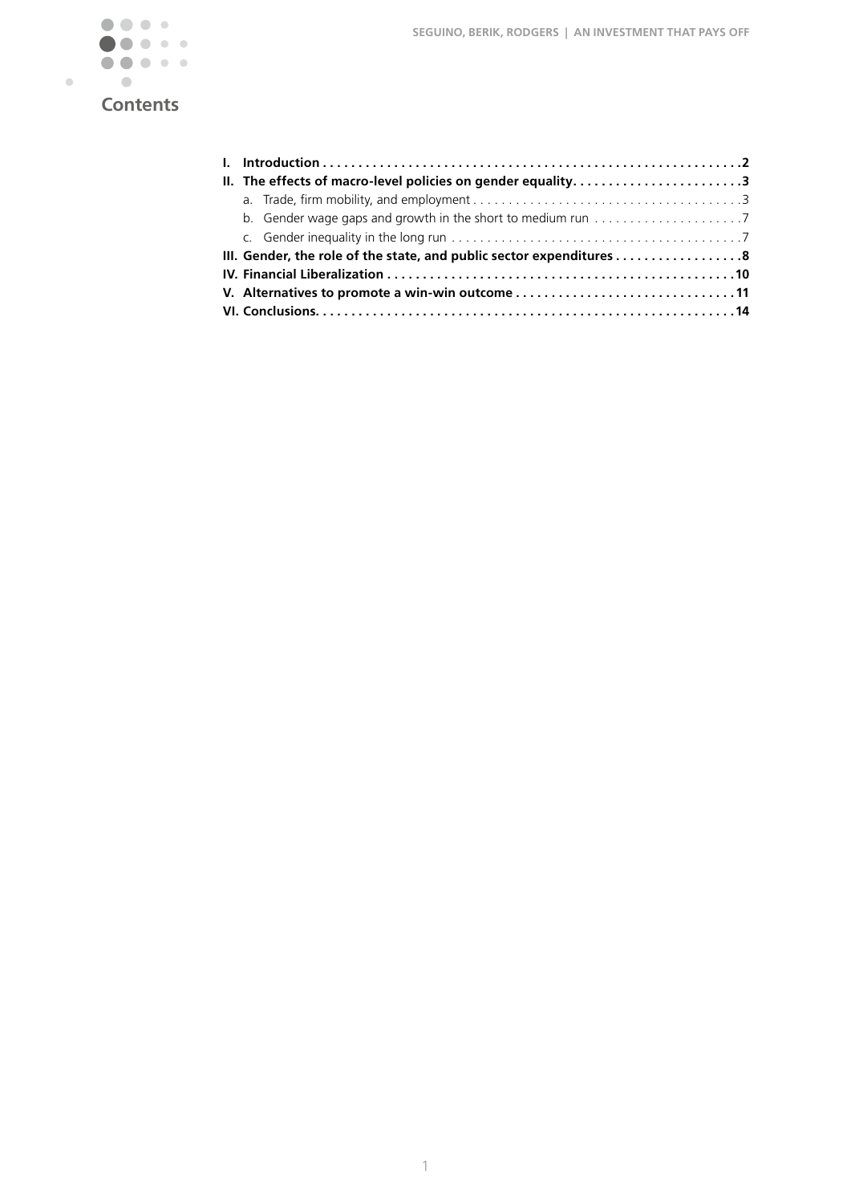# Contents

- **I. Introduction . . . . . . . . . . . . . . . . . . . . . . . . . . . . . . . . . . . . . . . . . . . . . . . . . . . . . . . . . . .2**
- **II. The effects of macro-level policies on gender equality. . . . . . . . . . . . . . . . . . . . . . . .3**
  - a. Trade, firm mobility, and employment . . . . . . . . . . . . . . . . . . . . . . . . . . . . . . . . . . . . . . .3
  - b. Gender wage gaps and growth in the short to medium run . . . . . . . . . . . . . . . . . . . . .7
  - c. Gender inequality in the long run . . . . . . . . . . . . . . . . . . . . . . . . . . . . . . . . . . . . . . . . .7
- **III. Gender, the role of the state, and public sector expenditures . . . . . . . . . . . . . . . . . .8**
- **IV. Financial Liberalization . . . . . . . . . . . . . . . . . . . . . . . . . . . . . . . . . . . . . . . . . . . . . . . .10**
- **V. Alternatives to promote a win-win outcome . . . . . . . . . . . . . . . . . . . . . . . . . . . . . . .11**
- **VI. Conclusions. . . . . . . . . . . . . . . . . . . . . . . . . . . . . . . . . . . . . . . . . . . . . . . . . . . . . . . . .14**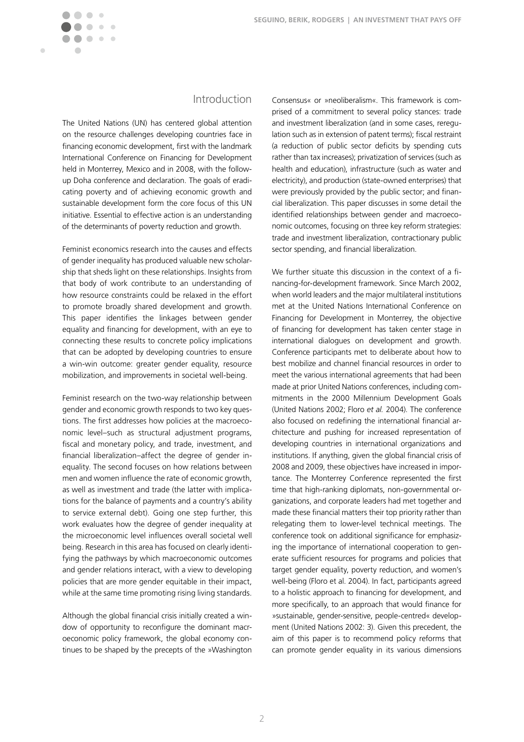## Introduction

The United Nations (UN) has centered global attention on the resource challenges developing countries face in financing economic development, first with the landmark International Conference on Financing for Development held in Monterrey, Mexico and in 2008, with the follow-up Doha conference and declaration. The goals of eradicating poverty and of achieving economic growth and sustainable development form the core focus of this UN initiative. Essential to effective action is an understanding of the determinants of poverty reduction and growth.

Feminist economics research into the causes and effects of gender inequality has produced valuable new scholarship that sheds light on these relationships. Insights from that body of work contribute to an understanding of how resource constraints could be relaxed in the effort to promote broadly shared development and growth. This paper identifies the linkages between gender equality and financing for development, with an eye to connecting these results to concrete policy implications that can be adopted by developing countries to ensure a win-win outcome: greater gender equality, resource mobilization, and improvements in societal well-being.

Feminist research on the two-way relationship between gender and economic growth responds to two key questions. The first addresses how policies at the macroeconomic level–such as structural adjustment programs, fiscal and monetary policy, and trade, investment, and financial liberalization–affect the degree of gender inequality. The second focuses on how relations between men and women influence the rate of economic growth, as well as investment and trade (the latter with implications for the balance of payments and a country's ability to service external debt). Going one step further, this work evaluates how the degree of gender inequality at the microeconomic level influences overall societal well being. Research in this area has focused on clearly identifying the pathways by which macroeconomic outcomes and gender relations interact, with a view to developing policies that are more gender equitable in their impact, while at the same time promoting rising living standards.

Although the global financial crisis initially created a window of opportunity to reconfigure the dominant macroeconomic policy framework, the global economy continues to be shaped by the precepts of the »Washington Consensus« or »neoliberalism«. This framework is comprised of a commitment to several policy stances: trade and investment liberalization (and in some cases, reregulation such as in extension of patent terms); fiscal restraint (a reduction of public sector deficits by spending cuts rather than tax increases); privatization of services (such as health and education), infrastructure (such as water and electricity), and production (state-owned enterprises) that were previously provided by the public sector; and financial liberalization. This paper discusses in some detail the identified relationships between gender and macroeconomic outcomes, focusing on three key reform strategies: trade and investment liberalization, contractionary public sector spending, and financial liberalization.

We further situate this discussion in the context of a financing-for-development framework. Since March 2002, when world leaders and the major multilateral institutions met at the United Nations International Conference on Financing for Development in Monterrey, the objective of financing for development has taken center stage in international dialogues on development and growth. Conference participants met to deliberate about how to best mobilize and channel financial resources in order to meet the various international agreements that had been made at prior United Nations conferences, including commitments in the 2000 Millennium Development Goals (United Nations 2002; Floro *et al.* 2004). The conference also focused on redefining the international financial architecture and pushing for increased representation of developing countries in international organizations and institutions. If anything, given the global financial crisis of 2008 and 2009, these objectives have increased in importance. The Monterrey Conference represented the first time that high-ranking diplomats, non-governmental organizations, and corporate leaders had met together and made these financial matters their top priority rather than relegating them to lower-level technical meetings. The conference took on additional significance for emphasizing the importance of international cooperation to generate sufficient resources for programs and policies that target gender equality, poverty reduction, and women's well-being (Floro et al. 2004). In fact, participants agreed to a holistic approach to financing for development, and more specifically, to an approach that would finance for »sustainable, gender-sensitive, people-centred« development (United Nations 2002: 3). Given this precedent, the aim of this paper is to recommend policy reforms that can promote gender equality in its various dimensions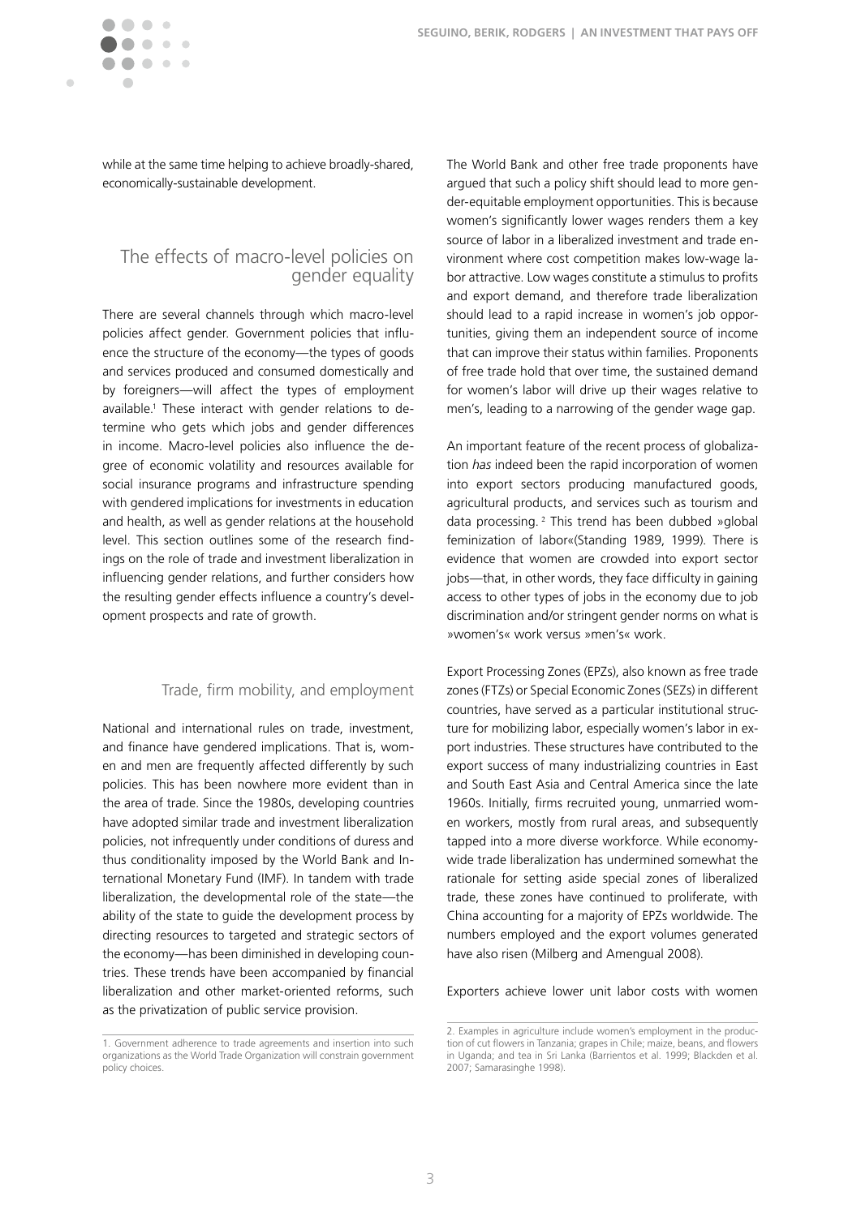while at the same time helping to achieve broadly-shared, economically-sustainable development.

## The effects of macro-level policies on gender equality

There are several channels through which macro-level policies affect gender. Government policies that influence the structure of the economy—the types of goods and services produced and consumed domestically and by foreigners—will affect the types of employment available.[1] These interact with gender relations to determine who gets which jobs and gender differences in income. Macro-level policies also influence the degree of economic volatility and resources available for social insurance programs and infrastructure spending with gendered implications for investments in education and health, as well as gender relations at the household level. This section outlines some of the research findings on the role of trade and investment liberalization in influencing gender relations, and further considers how the resulting gender effects influence a country's development prospects and rate of growth.

### Trade, firm mobility, and employment

National and international rules on trade, investment, and finance have gendered implications. That is, women and men are frequently affected differently by such policies. This has been nowhere more evident than in the area of trade. Since the 1980s, developing countries have adopted similar trade and investment liberalization policies, not infrequently under conditions of duress and thus conditionality imposed by the World Bank and International Monetary Fund (IMF). In tandem with trade liberalization, the developmental role of the state—the ability of the state to guide the development process by directing resources to targeted and strategic sectors of the economy—has been diminished in developing countries. These trends have been accompanied by financial liberalization and other market-oriented reforms, such as the privatization of public service provision.

The World Bank and other free trade proponents have argued that such a policy shift should lead to more gender-equitable employment opportunities. This is because women's significantly lower wages renders them a key source of labor in a liberalized investment and trade environment where cost competition makes low-wage labor attractive. Low wages constitute a stimulus to profits and export demand, and therefore trade liberalization should lead to a rapid increase in women's job opportunities, giving them an independent source of income that can improve their status within families. Proponents of free trade hold that over time, the sustained demand for women's labor will drive up their wages relative to men's, leading to a narrowing of the gender wage gap.

An important feature of the recent process of globalization *has* indeed been the rapid incorporation of women into export sectors producing manufactured goods, agricultural products, and services such as tourism and data processing.[2] This trend has been dubbed »global feminization of labor«(Standing 1989, 1999). There is evidence that women are crowded into export sector jobs—that, in other words, they face difficulty in gaining access to other types of jobs in the economy due to job discrimination and/or stringent gender norms on what is »women's« work versus »men's« work.

Export Processing Zones (EPZs), also known as free trade zones (FTZs) or Special Economic Zones (SEZs) in different countries, have served as a particular institutional structure for mobilizing labor, especially women's labor in export industries. These structures have contributed to the export success of many industrializing countries in East and South East Asia and Central America since the late 1960s. Initially, firms recruited young, unmarried women workers, mostly from rural areas, and subsequently tapped into a more diverse workforce. While economy-wide trade liberalization has undermined somewhat the rationale for setting aside special zones of liberalized trade, these zones have continued to proliferate, with China accounting for a majority of EPZs worldwide. The numbers employed and the export volumes generated have also risen (Milberg and Amengual 2008).

Exporters achieve lower unit labor costs with women

---

1. Government adherence to trade agreements and insertion into such organizations as the World Trade Organization will constrain government policy choices.

2. Examples in agriculture include women's employment in the production of cut flowers in Tanzania; grapes in Chile; maize, beans, and flowers in Uganda; and tea in Sri Lanka (Barrientos et al. 1999; Blackden et al. 2007; Samarasinghe 1998).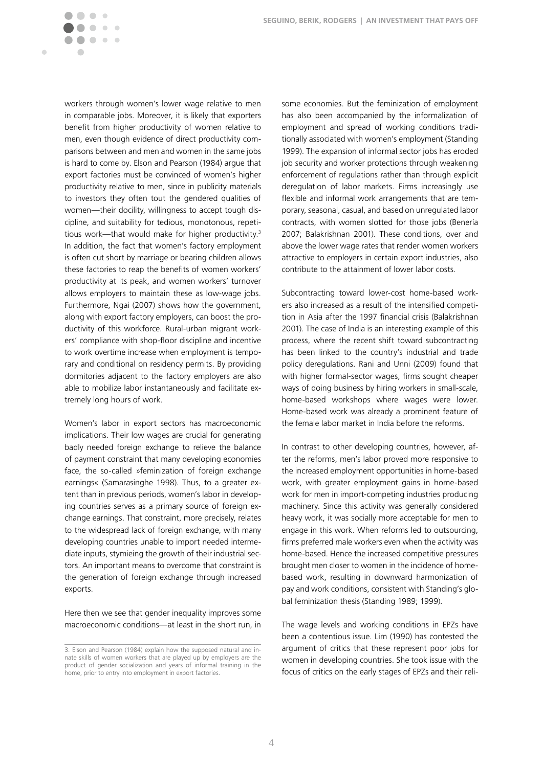workers through women's lower wage relative to men in comparable jobs. Moreover, it is likely that exporters benefit from higher productivity of women relative to men, even though evidence of direct productivity comparisons between and men and women in the same jobs is hard to come by. Elson and Pearson (1984) argue that export factories must be convinced of women's higher productivity relative to men, since in publicity materials to investors they often tout the gendered qualities of women—their docility, willingness to accept tough discipline, and suitability for tedious, monotonous, repetitious work—that would make for higher productivity.[3] In addition, the fact that women's factory employment is often cut short by marriage or bearing children allows these factories to reap the benefits of women workers' productivity at its peak, and women workers' turnover allows employers to maintain these as low-wage jobs. Furthermore, Ngai (2007) shows how the government, along with export factory employers, can boost the productivity of this workforce. Rural-urban migrant workers' compliance with shop-floor discipline and incentive to work overtime increase when employment is temporary and conditional on residency permits. By providing dormitories adjacent to the factory employers are also able to mobilize labor instantaneously and facilitate extremely long hours of work.

Women's labor in export sectors has macroeconomic implications. Their low wages are crucial for generating badly needed foreign exchange to relieve the balance of payment constraint that many developing economies face, the so-called »feminization of foreign exchange earnings« (Samarasinghe 1998). Thus, to a greater extent than in previous periods, women's labor in developing countries serves as a primary source of foreign exchange earnings. That constraint, more precisely, relates to the widespread lack of foreign exchange, with many developing countries unable to import needed intermediate inputs, stymieing the growth of their industrial sectors. An important means to overcome that constraint is the generation of foreign exchange through increased exports.

Here then we see that gender inequality improves some macroeconomic conditions—at least in the short run, in some economies. But the feminization of employment has also been accompanied by the informalization of employment and spread of working conditions traditionally associated with women's employment (Standing 1999). The expansion of informal sector jobs has eroded job security and worker protections through weakening enforcement of regulations rather than through explicit deregulation of labor markets. Firms increasingly use flexible and informal work arrangements that are temporary, seasonal, casual, and based on unregulated labor contracts, with women slotted for those jobs (Benería 2007; Balakrishnan 2001). These conditions, over and above the lower wage rates that render women workers attractive to employers in certain export industries, also contribute to the attainment of lower labor costs.

Subcontracting toward lower-cost home-based workers also increased as a result of the intensified competition in Asia after the 1997 financial crisis (Balakrishnan 2001). The case of India is an interesting example of this process, where the recent shift toward subcontracting has been linked to the country's industrial and trade policy deregulations. Rani and Unni (2009) found that with higher formal-sector wages, firms sought cheaper ways of doing business by hiring workers in small-scale, home-based workshops where wages were lower. Home-based work was already a prominent feature of the female labor market in India before the reforms.

In contrast to other developing countries, however, after the reforms, men's labor proved more responsive to the increased employment opportunities in home-based work, with greater employment gains in home-based work for men in import-competing industries producing machinery. Since this activity was generally considered heavy work, it was socially more acceptable for men to engage in this work. When reforms led to outsourcing, firms preferred male workers even when the activity was home-based. Hence the increased competitive pressures brought men closer to women in the incidence of home-based work, resulting in downward harmonization of pay and work conditions, consistent with Standing's global feminization thesis (Standing 1989; 1999).

The wage levels and working conditions in EPZs have been a contentious issue. Lim (1990) has contested the argument of critics that these represent poor jobs for women in developing countries. She took issue with the focus of critics on the early stages of EPZs and their reli-

---

3. Elson and Pearson (1984) explain how the supposed natural and innate skills of women workers that are played up by employers are the product of gender socialization and years of informal training in the home, prior to entry into employment in export factories.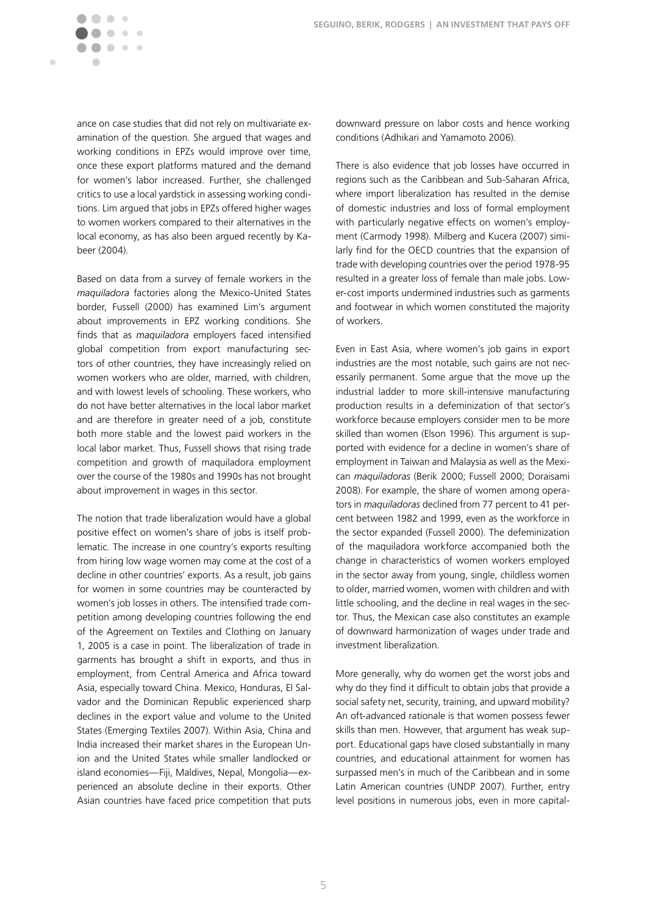ance on case studies that did not rely on multivariate examination of the question. She argued that wages and working conditions in EPZs would improve over time, once these export platforms matured and the demand for women's labor increased. Further, she challenged critics to use a local yardstick in assessing working conditions. Lim argued that jobs in EPZs offered higher wages to women workers compared to their alternatives in the local economy, as has also been argued recently by Kabeer (2004).

Based on data from a survey of female workers in the *maquiladora* factories along the Mexico-United States border, Fussell (2000) has examined Lim's argument about improvements in EPZ working conditions. She finds that as *maquiladora* employers faced intensified global competition from export manufacturing sectors of other countries, they have increasingly relied on women workers who are older, married, with children, and with lowest levels of schooling. These workers, who do not have better alternatives in the local labor market and are therefore in greater need of a job, constitute both more stable and the lowest paid workers in the local labor market. Thus, Fussell shows that rising trade competition and growth of maquiladora employment over the course of the 1980s and 1990s has not brought about improvement in wages in this sector.

The notion that trade liberalization would have a global positive effect on women's share of jobs is itself problematic. The increase in one country's exports resulting from hiring low wage women may come at the cost of a decline in other countries' exports. As a result, job gains for women in some countries may be counteracted by women's job losses in others. The intensified trade competition among developing countries following the end of the Agreement on Textiles and Clothing on January 1, 2005 is a case in point. The liberalization of trade in garments has brought a shift in exports, and thus in employment, from Central America and Africa toward Asia, especially toward China. Mexico, Honduras, El Salvador and the Dominican Republic experienced sharp declines in the export value and volume to the United States (Emerging Textiles 2007). Within Asia, China and India increased their market shares in the European Union and the United States while smaller landlocked or island economies—Fiji, Maldives, Nepal, Mongolia—experienced an absolute decline in their exports. Other Asian countries have faced price competition that puts downward pressure on labor costs and hence working conditions (Adhikari and Yamamoto 2006).

There is also evidence that job losses have occurred in regions such as the Caribbean and Sub-Saharan Africa, where import liberalization has resulted in the demise of domestic industries and loss of formal employment with particularly negative effects on women's employment (Carmody 1998). Milberg and Kucera (2007) similarly find for the OECD countries that the expansion of trade with developing countries over the period 1978-95 resulted in a greater loss of female than male jobs. Lower-cost imports undermined industries such as garments and footwear in which women constituted the majority of workers.

Even in East Asia, where women's job gains in export industries are the most notable, such gains are not necessarily permanent. Some argue that the move up the industrial ladder to more skill-intensive manufacturing production results in a defeminization of that sector's workforce because employers consider men to be more skilled than women (Elson 1996). This argument is supported with evidence for a decline in women's share of employment in Taiwan and Malaysia as well as the Mexican *maquiladoras* (Berik 2000; Fussell 2000; Doraisami 2008). For example, the share of women among operators in *maquiladoras* declined from 77 percent to 41 percent between 1982 and 1999, even as the workforce in the sector expanded (Fussell 2000). The defeminization of the maquiladora workforce accompanied both the change in characteristics of women workers employed in the sector away from young, single, childless women to older, married women, women with children and with little schooling, and the decline in real wages in the sector. Thus, the Mexican case also constitutes an example of downward harmonization of wages under trade and investment liberalization.

More generally, why do women get the worst jobs and why do they find it difficult to obtain jobs that provide a social safety net, security, training, and upward mobility? An oft-advanced rationale is that women possess fewer skills than men. However, that argument has weak support. Educational gaps have closed substantially in many countries, and educational attainment for women has surpassed men's in much of the Caribbean and in some Latin American countries (UNDP 2007). Further, entry level positions in numerous jobs, even in more capital-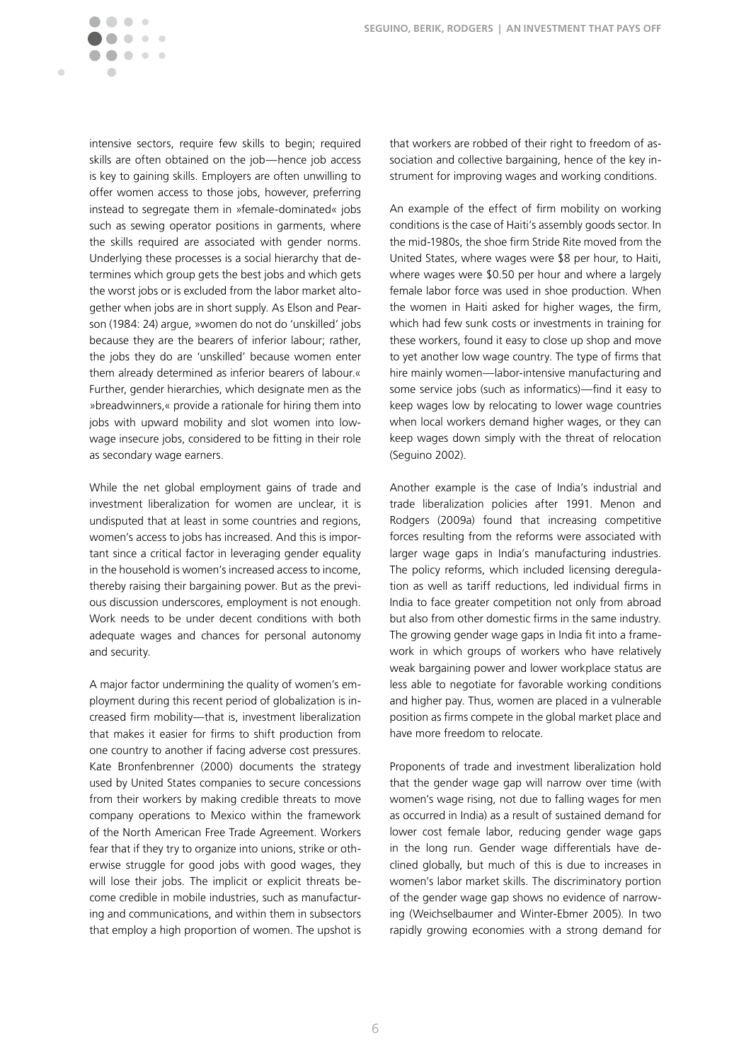intensive sectors, require few skills to begin; required skills are often obtained on the job—hence job access is key to gaining skills. Employers are often unwilling to offer women access to those jobs, however, preferring instead to segregate them in »female-dominated« jobs such as sewing operator positions in garments, where the skills required are associated with gender norms. Underlying these processes is a social hierarchy that determines which group gets the best jobs and which gets the worst jobs or is excluded from the labor market altogether when jobs are in short supply. As Elson and Pearson (1984: 24) argue, »women do not do 'unskilled' jobs because they are the bearers of inferior labour; rather, the jobs they do are 'unskilled' because women enter them already determined as inferior bearers of labour.« Further, gender hierarchies, which designate men as the »breadwinners,« provide a rationale for hiring them into jobs with upward mobility and slot women into low-wage insecure jobs, considered to be fitting in their role as secondary wage earners.

While the net global employment gains of trade and investment liberalization for women are unclear, it is undisputed that at least in some countries and regions, women's access to jobs has increased. And this is important since a critical factor in leveraging gender equality in the household is women's increased access to income, thereby raising their bargaining power. But as the previous discussion underscores, employment is not enough. Work needs to be under decent conditions with both adequate wages and chances for personal autonomy and security.

A major factor undermining the quality of women's employment during this recent period of globalization is increased firm mobility—that is, investment liberalization that makes it easier for firms to shift production from one country to another if facing adverse cost pressures. Kate Bronfenbrenner (2000) documents the strategy used by United States companies to secure concessions from their workers by making credible threats to move company operations to Mexico within the framework of the North American Free Trade Agreement. Workers fear that if they try to organize into unions, strike or otherwise struggle for good jobs with good wages, they will lose their jobs. The implicit or explicit threats become credible in mobile industries, such as manufacturing and communications, and within them in subsectors that employ a high proportion of women. The upshot is that workers are robbed of their right to freedom of association and collective bargaining, hence of the key instrument for improving wages and working conditions.

An example of the effect of firm mobility on working conditions is the case of Haiti's assembly goods sector. In the mid-1980s, the shoe firm Stride Rite moved from the United States, where wages were $8 per hour, to Haiti, where wages were $0.50 per hour and where a largely female labor force was used in shoe production. When the women in Haiti asked for higher wages, the firm, which had few sunk costs or investments in training for these workers, found it easy to close up shop and move to yet another low wage country. The type of firms that hire mainly women—labor-intensive manufacturing and some service jobs (such as informatics)—find it easy to keep wages low by relocating to lower wage countries when local workers demand higher wages, or they can keep wages down simply with the threat of relocation (Seguino 2002).

Another example is the case of India's industrial and trade liberalization policies after 1991. Menon and Rodgers (2009a) found that increasing competitive forces resulting from the reforms were associated with larger wage gaps in India's manufacturing industries. The policy reforms, which included licensing deregulation as well as tariff reductions, led individual firms in India to face greater competition not only from abroad but also from other domestic firms in the same industry. The growing gender wage gaps in India fit into a framework in which groups of workers who have relatively weak bargaining power and lower workplace status are less able to negotiate for favorable working conditions and higher pay. Thus, women are placed in a vulnerable position as firms compete in the global market place and have more freedom to relocate.

Proponents of trade and investment liberalization hold that the gender wage gap will narrow over time (with women's wage rising, not due to falling wages for men as occurred in India) as a result of sustained demand for lower cost female labor, reducing gender wage gaps in the long run. Gender wage differentials have declined globally, but much of this is due to increases in women's labor market skills. The discriminatory portion of the gender wage gap shows no evidence of narrowing (Weichselbaumer and Winter-Ebmer 2005). In two rapidly growing economies with a strong demand for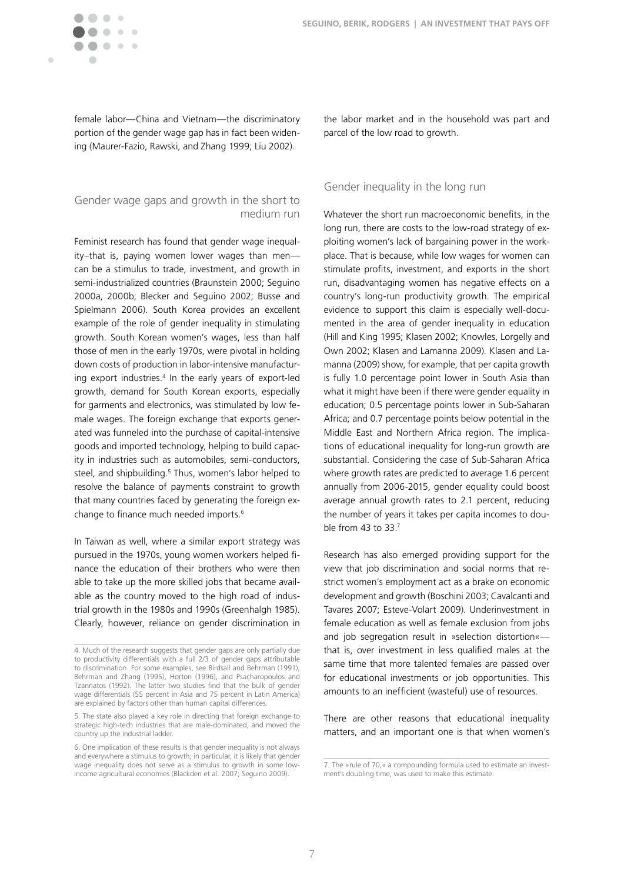female labor—China and Vietnam—the discriminatory portion of the gender wage gap has in fact been widening (Maurer-Fazio, Rawski, and Zhang 1999; Liu 2002).

## Gender wage gaps and growth in the short to medium run

Feminist research has found that gender wage inequality–that is, paying women lower wages than men—can be a stimulus to trade, investment, and growth in semi-industrialized countries (Braunstein 2000; Seguino 2000a, 2000b; Blecker and Seguino 2002; Busse and Spielmann 2006). South Korea provides an excellent example of the role of gender inequality in stimulating growth. South Korean women's wages, less than half those of men in the early 1970s, were pivotal in holding down costs of production in labor-intensive manufacturing export industries.[4] In the early years of export-led growth, demand for South Korean exports, especially for garments and electronics, was stimulated by low female wages. The foreign exchange that exports generated was funneled into the purchase of capital-intensive goods and imported technology, helping to build capacity in industries such as automobiles, semi-conductors, steel, and shipbuilding.[5] Thus, women's labor helped to resolve the balance of payments constraint to growth that many countries faced by generating the foreign exchange to finance much needed imports.[6]

In Taiwan as well, where a similar export strategy was pursued in the 1970s, young women workers helped finance the education of their brothers who were then able to take up the more skilled jobs that became available as the country moved to the high road of industrial growth in the 1980s and 1990s (Greenhalgh 1985). Clearly, however, reliance on gender discrimination in the labor market and in the household was part and parcel of the low road to growth.

## Gender inequality in the long run

Whatever the short run macroeconomic benefits, in the long run, there are costs to the low-road strategy of exploiting women's lack of bargaining power in the workplace. That is because, while low wages for women can stimulate profits, investment, and exports in the short run, disadvantaging women has negative effects on a country's long-run productivity growth. The empirical evidence to support this claim is especially well-documented in the area of gender inequality in education (Hill and King 1995; Klasen 2002; Knowles, Lorgelly and Own 2002; Klasen and Lamanna 2009). Klasen and Lamanna (2009) show, for example, that per capita growth is fully 1.0 percentage point lower in South Asia than what it might have been if there were gender equality in education; 0.5 percentage points lower in Sub-Saharan Africa; and 0.7 percentage points below potential in the Middle East and Northern Africa region. The implications of educational inequality for long-run growth are substantial. Considering the case of Sub-Saharan Africa where growth rates are predicted to average 1.6 percent annually from 2006-2015, gender equality could boost average annual growth rates to 2.1 percent, reducing the number of years it takes per capita incomes to double from 43 to 33.[7]

Research has also emerged providing support for the view that job discrimination and social norms that restrict women's employment act as a brake on economic development and growth (Boschini 2003; Cavalcanti and Tavares 2007; Esteve-Volart 2009). Underinvestment in female education as well as female exclusion from jobs and job segregation result in »selection distortion«—that is, over investment in less qualified males at the same time that more talented females are passed over for educational investments or job opportunities. This amounts to an inefficient (wasteful) use of resources.

There are other reasons that educational inequality matters, and an important one is that when women's

---

4. Much of the research suggests that gender gaps are only partially due to productivity differentials with a full 2/3 of gender gaps attributable to discrimination. For some examples, see Birdsall and Behrman (1991), Behrman and Zhang (1995), Horton (1996), and Psacharopoulos and Tzannatos (1992). The latter two studies find that the bulk of gender wage differentials (55 percent in Asia and 75 percent in Latin America) are explained by factors other than human capital differences.

5. The state also played a key role in directing that foreign exchange to strategic high-tech industries that are male-dominated, and moved the country up the industrial ladder.

6. One implication of these results is that gender inequality is not always and everywhere a stimulus to growth; in particular, it is likely that gender wage inequality does not serve as a stimulus to growth in some low-income agricultural economies (Blackden et al. 2007; Seguino 2009).

7. The »rule of 70,« a compounding formula used to estimate an investment's doubling time, was used to make this estimate.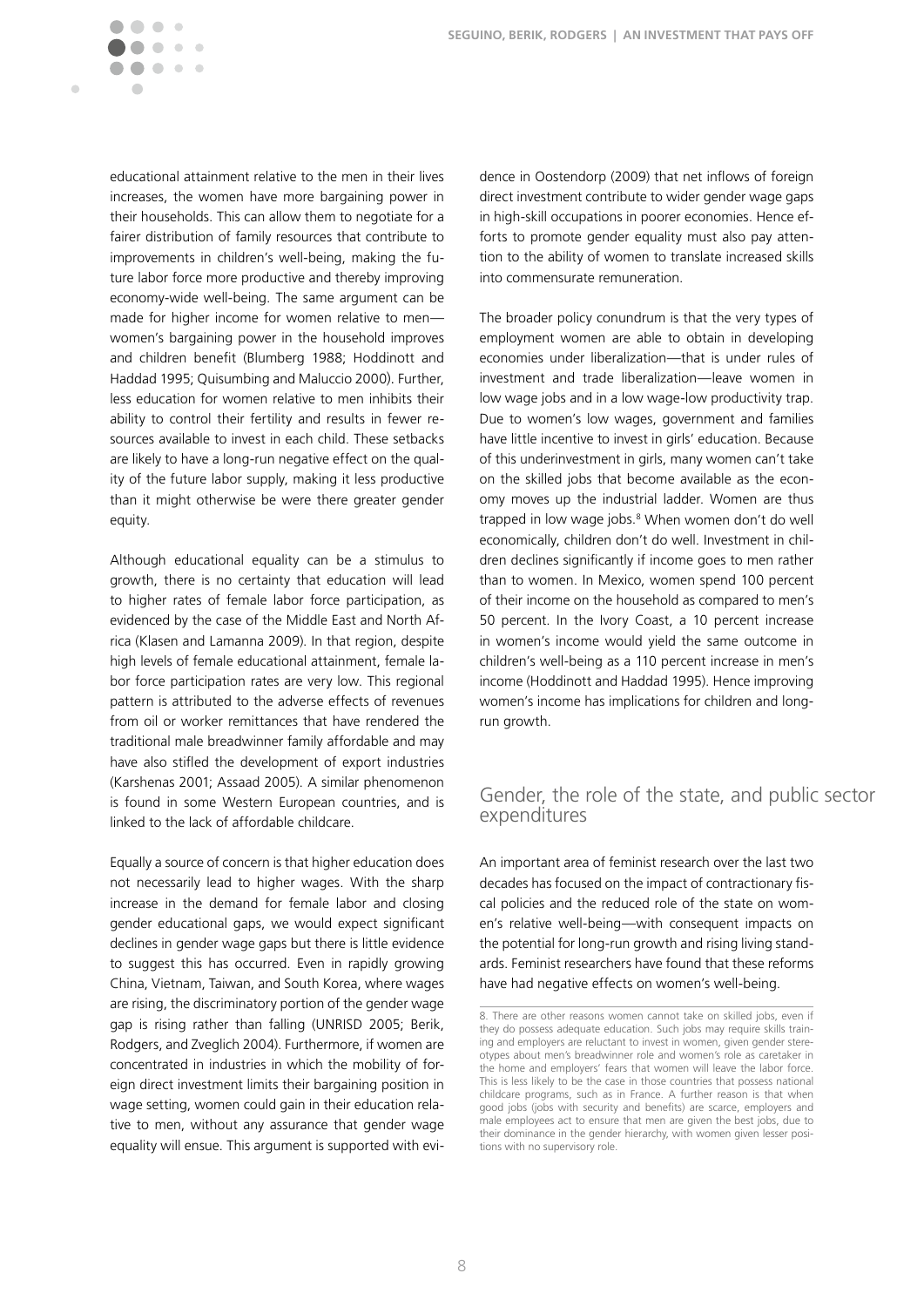educational attainment relative to the men in their lives increases, the women have more bargaining power in their households. This can allow them to negotiate for a fairer distribution of family resources that contribute to improvements in children's well-being, making the future labor force more productive and thereby improving economy-wide well-being. The same argument can be made for higher income for women relative to men—women's bargaining power in the household improves and children benefit (Blumberg 1988; Hoddinott and Haddad 1995; Quisumbing and Maluccio 2000). Further, less education for women relative to men inhibits their ability to control their fertility and results in fewer resources available to invest in each child. These setbacks are likely to have a long-run negative effect on the quality of the future labor supply, making it less productive than it might otherwise be were there greater gender equity.

Although educational equality can be a stimulus to growth, there is no certainty that education will lead to higher rates of female labor force participation, as evidenced by the case of the Middle East and North Africa (Klasen and Lamanna 2009). In that region, despite high levels of female educational attainment, female labor force participation rates are very low. This regional pattern is attributed to the adverse effects of revenues from oil or worker remittances that have rendered the traditional male breadwinner family affordable and may have also stifled the development of export industries (Karshenas 2001; Assaad 2005). A similar phenomenon is found in some Western European countries, and is linked to the lack of affordable childcare.

Equally a source of concern is that higher education does not necessarily lead to higher wages. With the sharp increase in the demand for female labor and closing gender educational gaps, we would expect significant declines in gender wage gaps but there is little evidence to suggest this has occurred. Even in rapidly growing China, Vietnam, Taiwan, and South Korea, where wages are rising, the discriminatory portion of the gender wage gap is rising rather than falling (UNRISD 2005; Berik, Rodgers, and Zveglich 2004). Furthermore, if women are concentrated in industries in which the mobility of foreign direct investment limits their bargaining position in wage setting, women could gain in their education relative to men, without any assurance that gender wage equality will ensue. This argument is supported with evidence in Oostendorp (2009) that net inflows of foreign direct investment contribute to wider gender wage gaps in high-skill occupations in poorer economies. Hence efforts to promote gender equality must also pay attention to the ability of women to translate increased skills into commensurate remuneration.

The broader policy conundrum is that the very types of employment women are able to obtain in developing economies under liberalization—that is under rules of investment and trade liberalization—leave women in low wage jobs and in a low wage-low productivity trap. Due to women's low wages, government and families have little incentive to invest in girls' education. Because of this underinvestment in girls, many women can't take on the skilled jobs that become available as the economy moves up the industrial ladder. Women are thus trapped in low wage jobs.[8] When women don't do well economically, children don't do well. Investment in children declines significantly if income goes to men rather than to women. In Mexico, women spend 100 percent of their income on the household as compared to men's 50 percent. In the Ivory Coast, a 10 percent increase in women's income would yield the same outcome in children's well-being as a 110 percent increase in men's income (Hoddinott and Haddad 1995). Hence improving women's income has implications for children and long-run growth.

## Gender, the role of the state, and public sector expenditures

An important area of feminist research over the last two decades has focused on the impact of contractionary fiscal policies and the reduced role of the state on women's relative well-being—with consequent impacts on the potential for long-run growth and rising living standards. Feminist researchers have found that these reforms have had negative effects on women's well-being.

8. There are other reasons women cannot take on skilled jobs, even if they do possess adequate education. Such jobs may require skills training and employers are reluctant to invest in women, given gender stereotypes about men's breadwinner role and women's role as caretaker in the home and employers' fears that women will leave the labor force. This is less likely to be the case in those countries that possess national childcare programs, such as in France. A further reason is that when good jobs (jobs with security and benefits) are scarce, employers and male employees act to ensure that men are given the best jobs, due to their dominance in the gender hierarchy, with women given lesser positions with no supervisory role.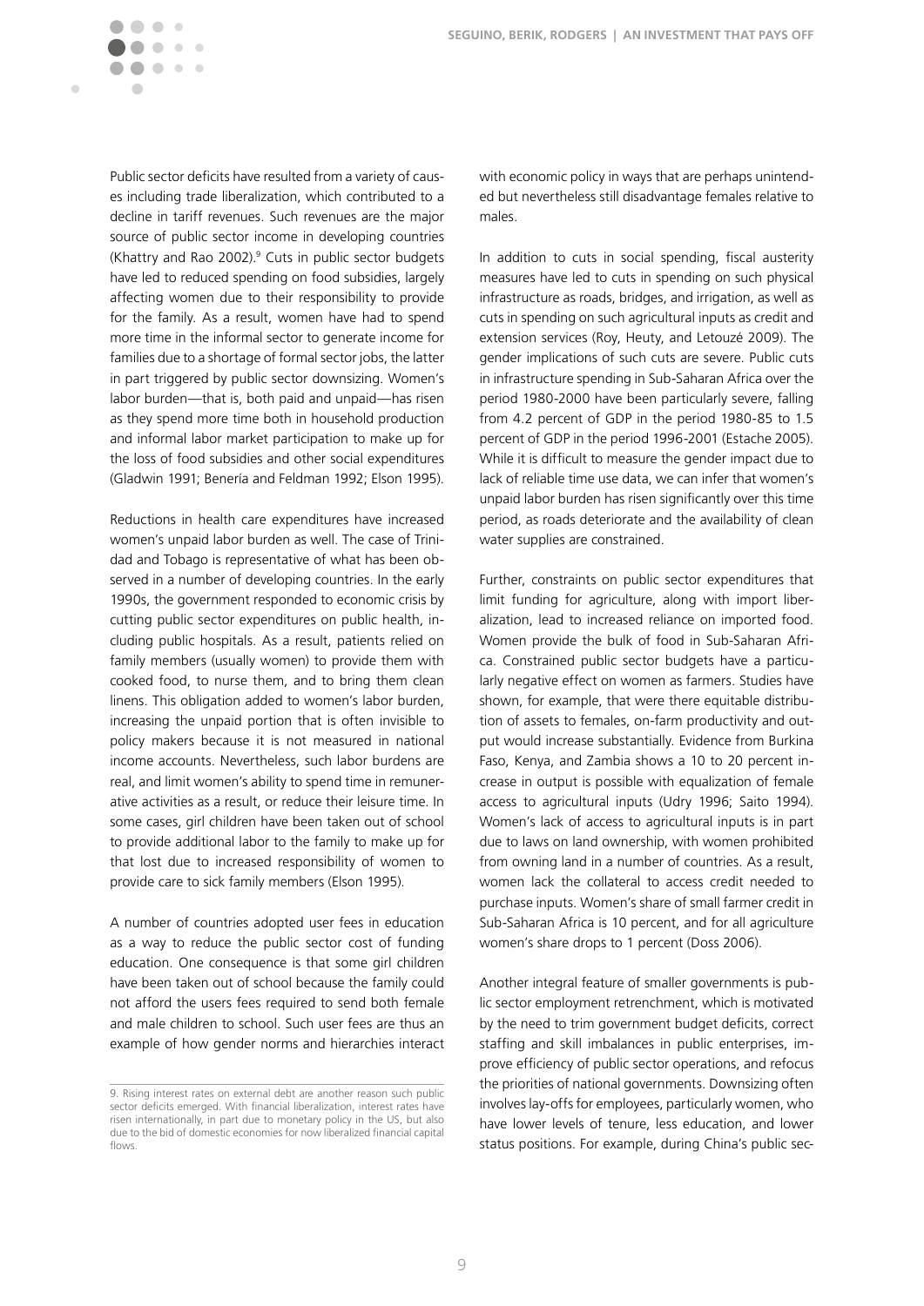Public sector deficits have resulted from a variety of causes including trade liberalization, which contributed to a decline in tariff revenues. Such revenues are the major source of public sector income in developing countries (Khattry and Rao 2002).[9] Cuts in public sector budgets have led to reduced spending on food subsidies, largely affecting women due to their responsibility to provide for the family. As a result, women have had to spend more time in the informal sector to generate income for families due to a shortage of formal sector jobs, the latter in part triggered by public sector downsizing. Women's labor burden—that is, both paid and unpaid—has risen as they spend more time both in household production and informal labor market participation to make up for the loss of food subsidies and other social expenditures (Gladwin 1991; Benería and Feldman 1992; Elson 1995).

Reductions in health care expenditures have increased women's unpaid labor burden as well. The case of Trinidad and Tobago is representative of what has been observed in a number of developing countries. In the early 1990s, the government responded to economic crisis by cutting public sector expenditures on public health, including public hospitals. As a result, patients relied on family members (usually women) to provide them with cooked food, to nurse them, and to bring them clean linens. This obligation added to women's labor burden, increasing the unpaid portion that is often invisible to policy makers because it is not measured in national income accounts. Nevertheless, such labor burdens are real, and limit women's ability to spend time in remunerative activities as a result, or reduce their leisure time. In some cases, girl children have been taken out of school to provide additional labor to the family to make up for that lost due to increased responsibility of women to provide care to sick family members (Elson 1995).

A number of countries adopted user fees in education as a way to reduce the public sector cost of funding education. One consequence is that some girl children have been taken out of school because the family could not afford the users fees required to send both female and male children to school. Such user fees are thus an example of how gender norms and hierarchies interact with economic policy in ways that are perhaps unintended but nevertheless still disadvantage females relative to males.

In addition to cuts in social spending, fiscal austerity measures have led to cuts in spending on such physical infrastructure as roads, bridges, and irrigation, as well as cuts in spending on such agricultural inputs as credit and extension services (Roy, Heuty, and Letouzé 2009). The gender implications of such cuts are severe. Public cuts in infrastructure spending in Sub-Saharan Africa over the period 1980-2000 have been particularly severe, falling from 4.2 percent of GDP in the period 1980-85 to 1.5 percent of GDP in the period 1996-2001 (Estache 2005). While it is difficult to measure the gender impact due to lack of reliable time use data, we can infer that women's unpaid labor burden has risen significantly over this time period, as roads deteriorate and the availability of clean water supplies are constrained.

Further, constraints on public sector expenditures that limit funding for agriculture, along with import liberalization, lead to increased reliance on imported food. Women provide the bulk of food in Sub-Saharan Africa. Constrained public sector budgets have a particularly negative effect on women as farmers. Studies have shown, for example, that were there equitable distribution of assets to females, on-farm productivity and output would increase substantially. Evidence from Burkina Faso, Kenya, and Zambia shows a 10 to 20 percent increase in output is possible with equalization of female access to agricultural inputs (Udry 1996; Saito 1994). Women's lack of access to agricultural inputs is in part due to laws on land ownership, with women prohibited from owning land in a number of countries. As a result, women lack the collateral to access credit needed to purchase inputs. Women's share of small farmer credit in Sub-Saharan Africa is 10 percent, and for all agriculture women's share drops to 1 percent (Doss 2006).

Another integral feature of smaller governments is public sector employment retrenchment, which is motivated by the need to trim government budget deficits, correct staffing and skill imbalances in public enterprises, improve efficiency of public sector operations, and refocus the priorities of national governments. Downsizing often involves lay-offs for employees, particularly women, who have lower levels of tenure, less education, and lower status positions. For example, during China's public sec-

9. Rising interest rates on external debt are another reason such public sector deficits emerged. With financial liberalization, interest rates have risen internationally, in part due to monetary policy in the US, but also due to the bid of domestic economies for now liberalized financial capital flows.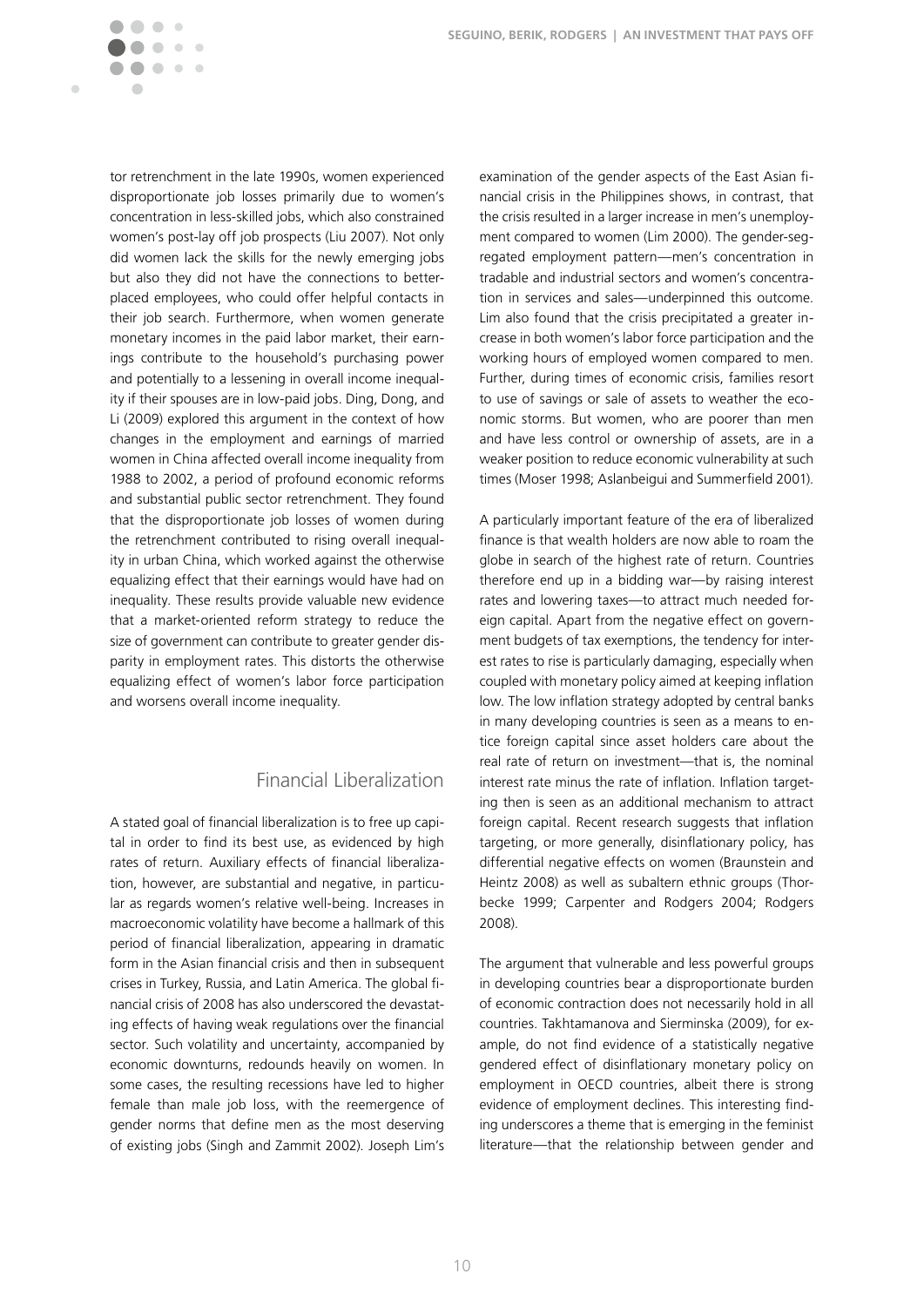tor retrenchment in the late 1990s, women experienced disproportionate job losses primarily due to women's concentration in less-skilled jobs, which also constrained women's post-lay off job prospects (Liu 2007). Not only did women lack the skills for the newly emerging jobs but also they did not have the connections to better-placed employees, who could offer helpful contacts in their job search. Furthermore, when women generate monetary incomes in the paid labor market, their earnings contribute to the household's purchasing power and potentially to a lessening in overall income inequality if their spouses are in low-paid jobs. Ding, Dong, and Li (2009) explored this argument in the context of how changes in the employment and earnings of married women in China affected overall income inequality from 1988 to 2002, a period of profound economic reforms and substantial public sector retrenchment. They found that the disproportionate job losses of women during the retrenchment contributed to rising overall inequality in urban China, which worked against the otherwise equalizing effect that their earnings would have had on inequality. These results provide valuable new evidence that a market-oriented reform strategy to reduce the size of government can contribute to greater gender disparity in employment rates. This distorts the otherwise equalizing effect of women's labor force participation and worsens overall income inequality.

## Financial Liberalization

A stated goal of financial liberalization is to free up capital in order to find its best use, as evidenced by high rates of return. Auxiliary effects of financial liberalization, however, are substantial and negative, in particular as regards women's relative well-being. Increases in macroeconomic volatility have become a hallmark of this period of financial liberalization, appearing in dramatic form in the Asian financial crisis and then in subsequent crises in Turkey, Russia, and Latin America. The global financial crisis of 2008 has also underscored the devastating effects of having weak regulations over the financial sector. Such volatility and uncertainty, accompanied by economic downturns, redounds heavily on women. In some cases, the resulting recessions have led to higher female than male job loss, with the reemergence of gender norms that define men as the most deserving of existing jobs (Singh and Zammit 2002). Joseph Lim's examination of the gender aspects of the East Asian financial crisis in the Philippines shows, in contrast, that the crisis resulted in a larger increase in men's unemployment compared to women (Lim 2000). The gender-segregated employment pattern—men's concentration in tradable and industrial sectors and women's concentration in services and sales—underpinned this outcome. Lim also found that the crisis precipitated a greater increase in both women's labor force participation and the working hours of employed women compared to men. Further, during times of economic crisis, families resort to use of savings or sale of assets to weather the economic storms. But women, who are poorer than men and have less control or ownership of assets, are in a weaker position to reduce economic vulnerability at such times (Moser 1998; Aslanbeigui and Summerfield 2001).

A particularly important feature of the era of liberalized finance is that wealth holders are now able to roam the globe in search of the highest rate of return. Countries therefore end up in a bidding war—by raising interest rates and lowering taxes—to attract much needed foreign capital. Apart from the negative effect on government budgets of tax exemptions, the tendency for interest rates to rise is particularly damaging, especially when coupled with monetary policy aimed at keeping inflation low. The low inflation strategy adopted by central banks in many developing countries is seen as a means to entice foreign capital since asset holders care about the real rate of return on investment—that is, the nominal interest rate minus the rate of inflation. Inflation targeting then is seen as an additional mechanism to attract foreign capital. Recent research suggests that inflation targeting, or more generally, disinflationary policy, has differential negative effects on women (Braunstein and Heintz 2008) as well as subaltern ethnic groups (Thorbecke 1999; Carpenter and Rodgers 2004; Rodgers 2008).

The argument that vulnerable and less powerful groups in developing countries bear a disproportionate burden of economic contraction does not necessarily hold in all countries. Takhtamanova and Sierminska (2009), for example, do not find evidence of a statistically negative gendered effect of disinflationary monetary policy on employment in OECD countries, albeit there is strong evidence of employment declines. This interesting finding underscores a theme that is emerging in the feminist literature—that the relationship between gender and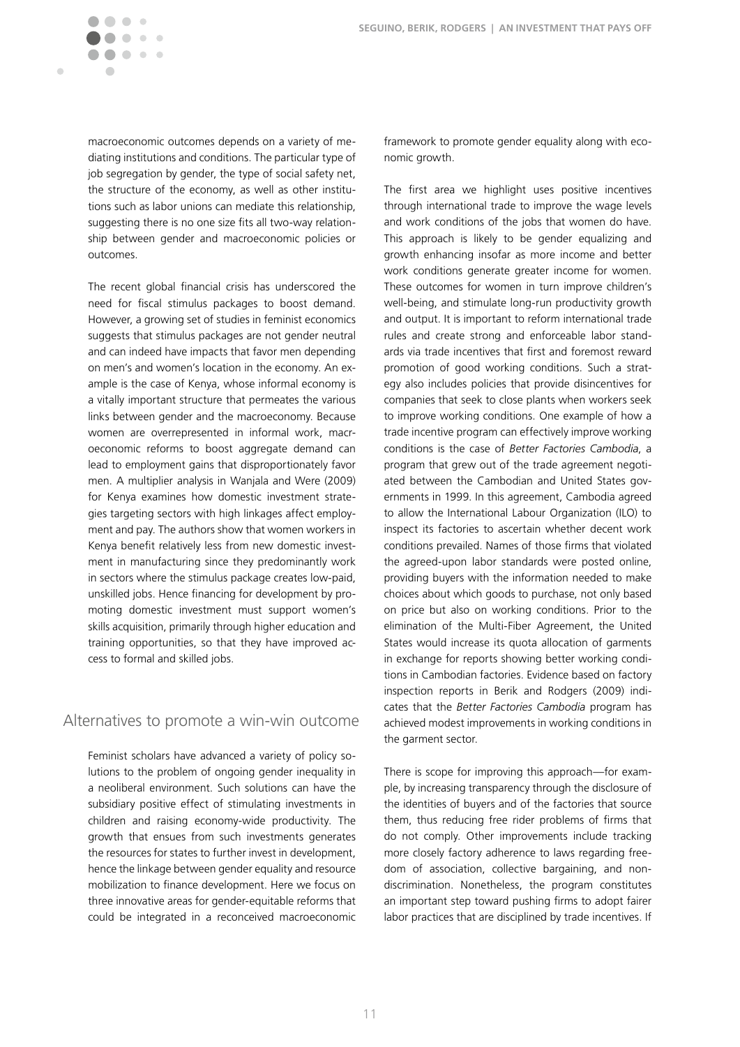macroeconomic outcomes depends on a variety of mediating institutions and conditions. The particular type of job segregation by gender, the type of social safety net, the structure of the economy, as well as other institutions such as labor unions can mediate this relationship, suggesting there is no one size fits all two-way relationship between gender and macroeconomic policies or outcomes.

The recent global financial crisis has underscored the need for fiscal stimulus packages to boost demand. However, a growing set of studies in feminist economics suggests that stimulus packages are not gender neutral and can indeed have impacts that favor men depending on men's and women's location in the economy. An example is the case of Kenya, whose informal economy is a vitally important structure that permeates the various links between gender and the macroeconomy. Because women are overrepresented in informal work, macroeconomic reforms to boost aggregate demand can lead to employment gains that disproportionately favor men. A multiplier analysis in Wanjala and Were (2009) for Kenya examines how domestic investment strategies targeting sectors with high linkages affect employment and pay. The authors show that women workers in Kenya benefit relatively less from new domestic investment in manufacturing since they predominantly work in sectors where the stimulus package creates low-paid, unskilled jobs. Hence financing for development by promoting domestic investment must support women's skills acquisition, primarily through higher education and training opportunities, so that they have improved access to formal and skilled jobs.

## Alternatives to promote a win-win outcome

Feminist scholars have advanced a variety of policy solutions to the problem of ongoing gender inequality in a neoliberal environment. Such solutions can have the subsidiary positive effect of stimulating investments in children and raising economy-wide productivity. The growth that ensues from such investments generates the resources for states to further invest in development, hence the linkage between gender equality and resource mobilization to finance development. Here we focus on three innovative areas for gender-equitable reforms that could be integrated in a reconceived macroeconomic framework to promote gender equality along with economic growth.

The first area we highlight uses positive incentives through international trade to improve the wage levels and work conditions of the jobs that women do have. This approach is likely to be gender equalizing and growth enhancing insofar as more income and better work conditions generate greater income for women. These outcomes for women in turn improve children's well-being, and stimulate long-run productivity growth and output. It is important to reform international trade rules and create strong and enforceable labor standards via trade incentives that first and foremost reward promotion of good working conditions. Such a strategy also includes policies that provide disincentives for companies that seek to close plants when workers seek to improve working conditions. One example of how a trade incentive program can effectively improve working conditions is the case of *Better Factories Cambodia*, a program that grew out of the trade agreement negotiated between the Cambodian and United States governments in 1999. In this agreement, Cambodia agreed to allow the International Labour Organization (ILO) to inspect its factories to ascertain whether decent work conditions prevailed. Names of those firms that violated the agreed-upon labor standards were posted online, providing buyers with the information needed to make choices about which goods to purchase, not only based on price but also on working conditions. Prior to the elimination of the Multi-Fiber Agreement, the United States would increase its quota allocation of garments in exchange for reports showing better working conditions in Cambodian factories. Evidence based on factory inspection reports in Berik and Rodgers (2009) indicates that the *Better Factories Cambodia* program has achieved modest improvements in working conditions in the garment sector.

There is scope for improving this approach—for example, by increasing transparency through the disclosure of the identities of buyers and of the factories that source them, thus reducing free rider problems of firms that do not comply. Other improvements include tracking more closely factory adherence to laws regarding freedom of association, collective bargaining, and nondiscrimination. Nonetheless, the program constitutes an important step toward pushing firms to adopt fairer labor practices that are disciplined by trade incentives. If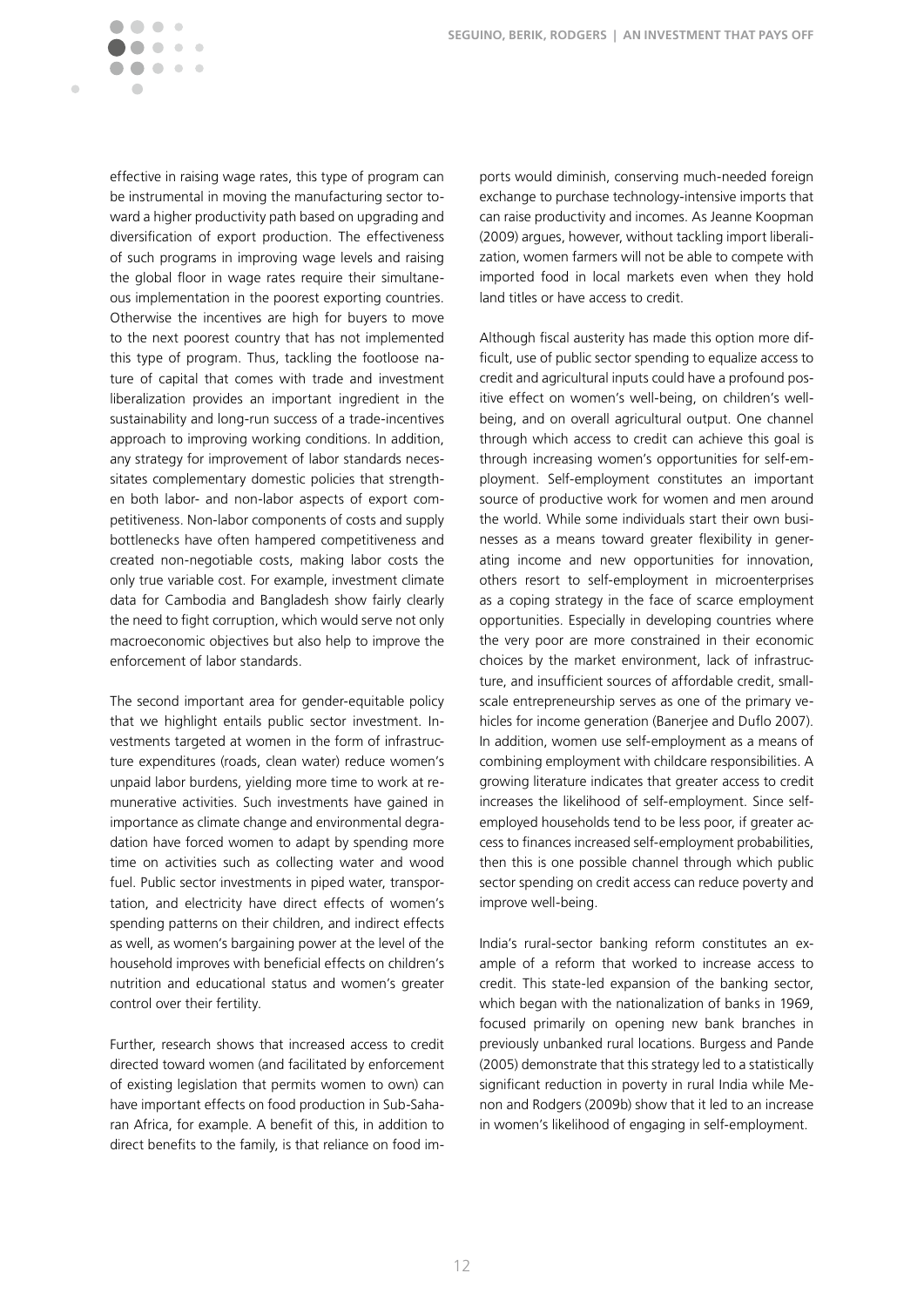effective in raising wage rates, this type of program can be instrumental in moving the manufacturing sector toward a higher productivity path based on upgrading and diversification of export production. The effectiveness of such programs in improving wage levels and raising the global floor in wage rates require their simultaneous implementation in the poorest exporting countries. Otherwise the incentives are high for buyers to move to the next poorest country that has not implemented this type of program. Thus, tackling the footloose nature of capital that comes with trade and investment liberalization provides an important ingredient in the sustainability and long-run success of a trade-incentives approach to improving working conditions. In addition, any strategy for improvement of labor standards necessitates complementary domestic policies that strengthen both labor- and non-labor aspects of export competitiveness. Non-labor components of costs and supply bottlenecks have often hampered competitiveness and created non-negotiable costs, making labor costs the only true variable cost. For example, investment climate data for Cambodia and Bangladesh show fairly clearly the need to fight corruption, which would serve not only macroeconomic objectives but also help to improve the enforcement of labor standards.

The second important area for gender-equitable policy that we highlight entails public sector investment. Investments targeted at women in the form of infrastructure expenditures (roads, clean water) reduce women's unpaid labor burdens, yielding more time to work at remunerative activities. Such investments have gained in importance as climate change and environmental degradation have forced women to adapt by spending more time on activities such as collecting water and wood fuel. Public sector investments in piped water, transportation, and electricity have direct effects of women's spending patterns on their children, and indirect effects as well, as women's bargaining power at the level of the household improves with beneficial effects on children's nutrition and educational status and women's greater control over their fertility.

Further, research shows that increased access to credit directed toward women (and facilitated by enforcement of existing legislation that permits women to own) can have important effects on food production in Sub-Saharan Africa, for example. A benefit of this, in addition to direct benefits to the family, is that reliance on food imports would diminish, conserving much-needed foreign exchange to purchase technology-intensive imports that can raise productivity and incomes. As Jeanne Koopman (2009) argues, however, without tackling import liberalization, women farmers will not be able to compete with imported food in local markets even when they hold land titles or have access to credit.

Although fiscal austerity has made this option more difficult, use of public sector spending to equalize access to credit and agricultural inputs could have a profound positive effect on women's well-being, on children's well-being, and on overall agricultural output. One channel through which access to credit can achieve this goal is through increasing women's opportunities for self-employment. Self-employment constitutes an important source of productive work for women and men around the world. While some individuals start their own businesses as a means toward greater flexibility in generating income and new opportunities for innovation, others resort to self-employment in microenterprises as a coping strategy in the face of scarce employment opportunities. Especially in developing countries where the very poor are more constrained in their economic choices by the market environment, lack of infrastructure, and insufficient sources of affordable credit, small-scale entrepreneurship serves as one of the primary vehicles for income generation (Banerjee and Duflo 2007). In addition, women use self-employment as a means of combining employment with childcare responsibilities. A growing literature indicates that greater access to credit increases the likelihood of self-employment. Since self-employed households tend to be less poor, if greater access to finances increased self-employment probabilities, then this is one possible channel through which public sector spending on credit access can reduce poverty and improve well-being.

India's rural-sector banking reform constitutes an example of a reform that worked to increase access to credit. This state-led expansion of the banking sector, which began with the nationalization of banks in 1969, focused primarily on opening new bank branches in previously unbanked rural locations. Burgess and Pande (2005) demonstrate that this strategy led to a statistically significant reduction in poverty in rural India while Menon and Rodgers (2009b) show that it led to an increase in women's likelihood of engaging in self-employment.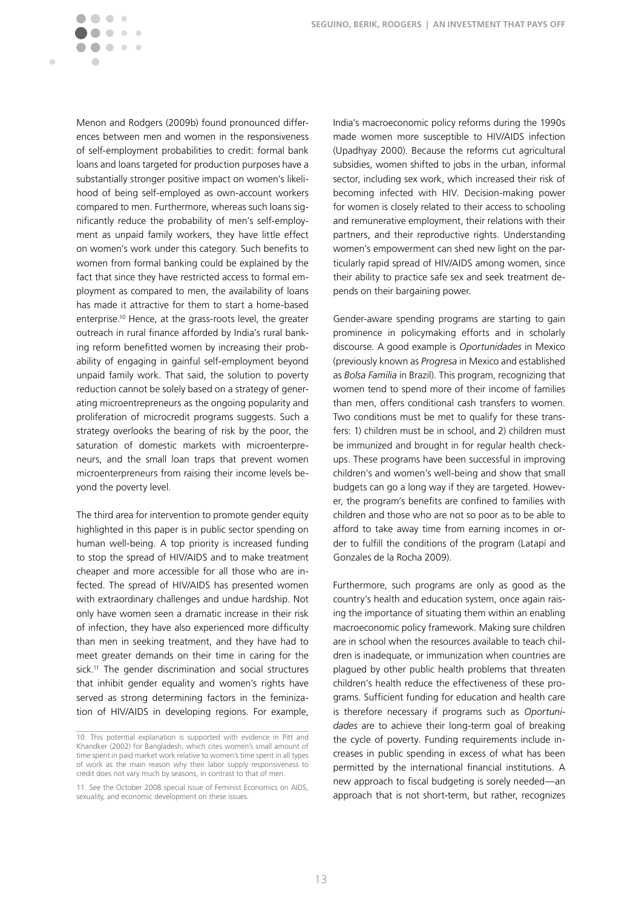Menon and Rodgers (2009b) found pronounced differences between men and women in the responsiveness of self-employment probabilities to credit: formal bank loans and loans targeted for production purposes have a substantially stronger positive impact on women's likelihood of being self-employed as own-account workers compared to men. Furthermore, whereas such loans significantly reduce the probability of men's self-employment as unpaid family workers, they have little effect on women's work under this category. Such benefits to women from formal banking could be explained by the fact that since they have restricted access to formal employment as compared to men, the availability of loans has made it attractive for them to start a home-based enterprise.[10] Hence, at the grass-roots level, the greater outreach in rural finance afforded by India's rural banking reform benefitted women by increasing their probability of engaging in gainful self-employment beyond unpaid family work. That said, the solution to poverty reduction cannot be solely based on a strategy of generating microentrepreneurs as the ongoing popularity and proliferation of microcredit programs suggests. Such a strategy overlooks the bearing of risk by the poor, the saturation of domestic markets with microenterpreneurs, and the small loan traps that prevent women microenterpreneurs from raising their income levels beyond the poverty level.

The third area for intervention to promote gender equity highlighted in this paper is in public sector spending on human well-being. A top priority is increased funding to stop the spread of HIV/AIDS and to make treatment cheaper and more accessible for all those who are infected. The spread of HIV/AIDS has presented women with extraordinary challenges and undue hardship. Not only have women seen a dramatic increase in their risk of infection, they have also experienced more difficulty than men in seeking treatment, and they have had to meet greater demands on their time in caring for the sick.[11] The gender discrimination and social structures that inhibit gender equality and women's rights have served as strong determining factors in the feminization of HIV/AIDS in developing regions. For example, India's macroeconomic policy reforms during the 1990s made women more susceptible to HIV/AIDS infection (Upadhyay 2000). Because the reforms cut agricultural subsidies, women shifted to jobs in the urban, informal sector, including sex work, which increased their risk of becoming infected with HIV. Decision-making power for women is closely related to their access to schooling and remunerative employment, their relations with their partners, and their reproductive rights. Understanding women's empowerment can shed new light on the particularly rapid spread of HIV/AIDS among women, since their ability to practice safe sex and seek treatment depends on their bargaining power.

Gender-aware spending programs are starting to gain prominence in policymaking efforts and in scholarly discourse. A good example is *Oportunidades* in Mexico (previously known as *Progresa* in Mexico and established as *Bolsa Familia* in Brazil). This program, recognizing that women tend to spend more of their income of families than men, offers conditional cash transfers to women. Two conditions must be met to qualify for these transfers: 1) children must be in school, and 2) children must be immunized and brought in for regular health checkups. These programs have been successful in improving children's and women's well-being and show that small budgets can go a long way if they are targeted. However, the program's benefits are confined to families with children and those who are not so poor as to be able to afford to take away time from earning incomes in order to fulfill the conditions of the program (Latapí and Gonzales de la Rocha 2009).

Furthermore, such programs are only as good as the country's health and education system, once again raising the importance of situating them within an enabling macroeconomic policy framework. Making sure children are in school when the resources available to teach children is inadequate, or immunization when countries are plagued by other public health problems that threaten children's health reduce the effectiveness of these programs. Sufficient funding for education and health care is therefore necessary if programs such as *Oportunidades* are to achieve their long-term goal of breaking the cycle of poverty. Funding requirements include increases in public spending in excess of what has been permitted by the international financial institutions. A new approach to fiscal budgeting is sorely needed—an approach that is not short-term, but rather, recognizes

---

10. This potential explanation is supported with evidence in Pitt and Khandker (2002) for Bangladesh, which cites women's small amount of time spent in paid market work relative to women's time spent in all types of work as the main reason why their labor supply responsiveness to credit does not vary much by seasons, in contrast to that of men.

11. See the October 2008 special issue of Feminist Economics on AIDS, sexuality, and economic development on these issues.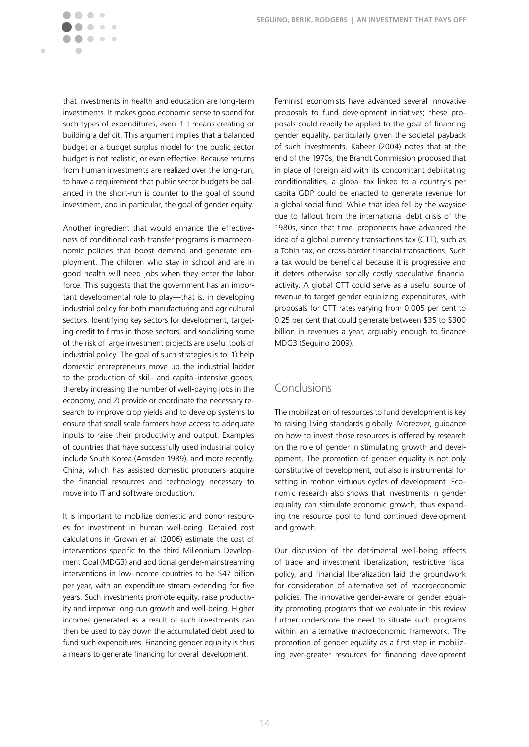that investments in health and education are long-term investments. It makes good economic sense to spend for such types of expenditures, even if it means creating or building a deficit. This argument implies that a balanced budget or a budget surplus model for the public sector budget is not realistic, or even effective. Because returns from human investments are realized over the long-run, to have a requirement that public sector budgets be balanced in the short-run is counter to the goal of sound investment, and in particular, the goal of gender equity.

Another ingredient that would enhance the effectiveness of conditional cash transfer programs is macroeconomic policies that boost demand and generate employment. The children who stay in school and are in good health will need jobs when they enter the labor force. This suggests that the government has an important developmental role to play—that is, in developing industrial policy for both manufacturing and agricultural sectors. Identifying key sectors for development, targeting credit to firms in those sectors, and socializing some of the risk of large investment projects are useful tools of industrial policy. The goal of such strategies is to: 1) help domestic entrepreneurs move up the industrial ladder to the production of skill- and capital-intensive goods, thereby increasing the number of well-paying jobs in the economy, and 2) provide or coordinate the necessary research to improve crop yields and to develop systems to ensure that small scale farmers have access to adequate inputs to raise their productivity and output. Examples of countries that have successfully used industrial policy include South Korea (Amsden 1989), and more recently, China, which has assisted domestic producers acquire the financial resources and technology necessary to move into IT and software production.

It is important to mobilize domestic and donor resources for investment in human well-being. Detailed cost calculations in Grown *et al.* (2006) estimate the cost of interventions specific to the third Millennium Development Goal (MDG3) and additional gender-mainstreaming interventions in low-income countries to be $47 billion per year, with an expenditure stream extending for five years. Such investments promote equity, raise productivity and improve long-run growth and well-being. Higher incomes generated as a result of such investments can then be used to pay down the accumulated debt used to fund such expenditures. Financing gender equality is thus a means to generate financing for overall development.

Feminist economists have advanced several innovative proposals to fund development initiatives; these proposals could readily be applied to the goal of financing gender equality, particularly given the societal payback of such investments. Kabeer (2004) notes that at the end of the 1970s, the Brandt Commission proposed that in place of foreign aid with its concomitant debilitating conditionalities, a global tax linked to a country's per capita GDP could be enacted to generate revenue for a global social fund. While that idea fell by the wayside due to fallout from the international debt crisis of the 1980s, since that time, proponents have advanced the idea of a global currency transactions tax (CTT), such as a Tobin tax, on cross-border financial transactions. Such a tax would be beneficial because it is progressive and it deters otherwise socially costly speculative financial activity. A global CTT could serve as a useful source of revenue to target gender equalizing expenditures, with proposals for CTT rates varying from 0.005 per cent to 0.25 per cent that could generate between $35 to $300 billion in revenues a year, arguably enough to finance MDG3 (Seguino 2009).

## Conclusions

The mobilization of resources to fund development is key to raising living standards globally. Moreover, guidance on how to invest those resources is offered by research on the role of gender in stimulating growth and development. The promotion of gender equality is not only constitutive of development, but also is instrumental for setting in motion virtuous cycles of development. Economic research also shows that investments in gender equality can stimulate economic growth, thus expanding the resource pool to fund continued development and growth.

Our discussion of the detrimental well-being effects of trade and investment liberalization, restrictive fiscal policy, and financial liberalization laid the groundwork for consideration of alternative set of macroeconomic policies. The innovative gender-aware or gender equality promoting programs that we evaluate in this review further underscore the need to situate such programs within an alternative macroeconomic framework. The promotion of gender equality as a first step in mobilizing ever-greater resources for financing development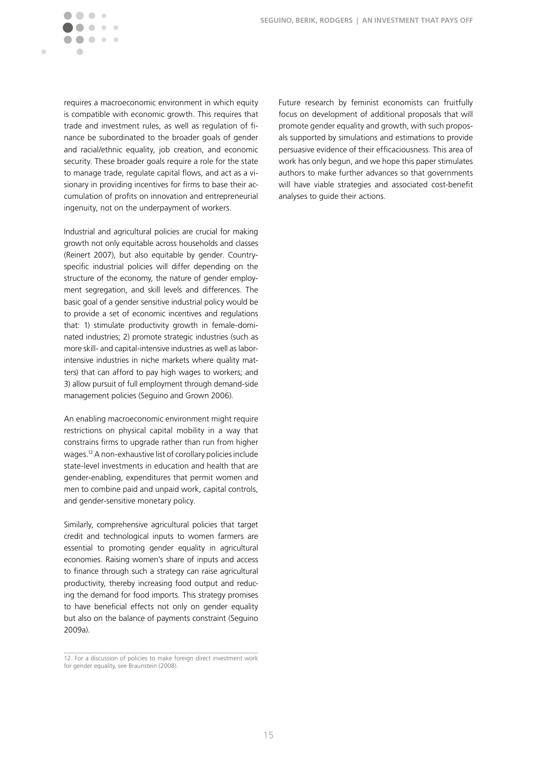requires a macroeconomic environment in which equity is compatible with economic growth. This requires that trade and investment rules, as well as regulation of finance be subordinated to the broader goals of gender and racial/ethnic equality, job creation, and economic security. These broader goals require a role for the state to manage trade, regulate capital flows, and act as a visionary in providing incentives for firms to base their accumulation of profits on innovation and entrepreneurial ingenuity, not on the underpayment of workers.

Industrial and agricultural policies are crucial for making growth not only equitable across households and classes (Reinert 2007), but also equitable by gender. Country-specific industrial policies will differ depending on the structure of the economy, the nature of gender employment segregation, and skill levels and differences. The basic goal of a gender sensitive industrial policy would be to provide a set of economic incentives and regulations that: 1) stimulate productivity growth in female-dominated industries; 2) promote strategic industries (such as more skill- and capital-intensive industries as well as labor-intensive industries in niche markets where quality matters) that can afford to pay high wages to workers; and 3) allow pursuit of full employment through demand-side management policies (Seguino and Grown 2006).

An enabling macroeconomic environment might require restrictions on physical capital mobility in a way that constrains firms to upgrade rather than run from higher wages.[12] A non-exhaustive list of corollary policies include state-level investments in education and health that are gender-enabling, expenditures that permit women and men to combine paid and unpaid work, capital controls, and gender-sensitive monetary policy.

Similarly, comprehensive agricultural policies that target credit and technological inputs to women farmers are essential to promoting gender equality in agricultural economies. Raising women's share of inputs and access to finance through such a strategy can raise agricultural productivity, thereby increasing food output and reducing the demand for food imports. This strategy promises to have beneficial effects not only on gender equality but also on the balance of payments constraint (Seguino 2009a).

Future research by feminist economists can fruitfully focus on development of additional proposals that will promote gender equality and growth, with such proposals supported by simulations and estimations to provide persuasive evidence of their efficaciousness. This area of work has only begun, and we hope this paper stimulates authors to make further advances so that governments will have viable strategies and associated cost-benefit analyses to guide their actions.

---

12. For a discussion of policies to make foreign direct investment work for gender equality, see Braunstein (2008).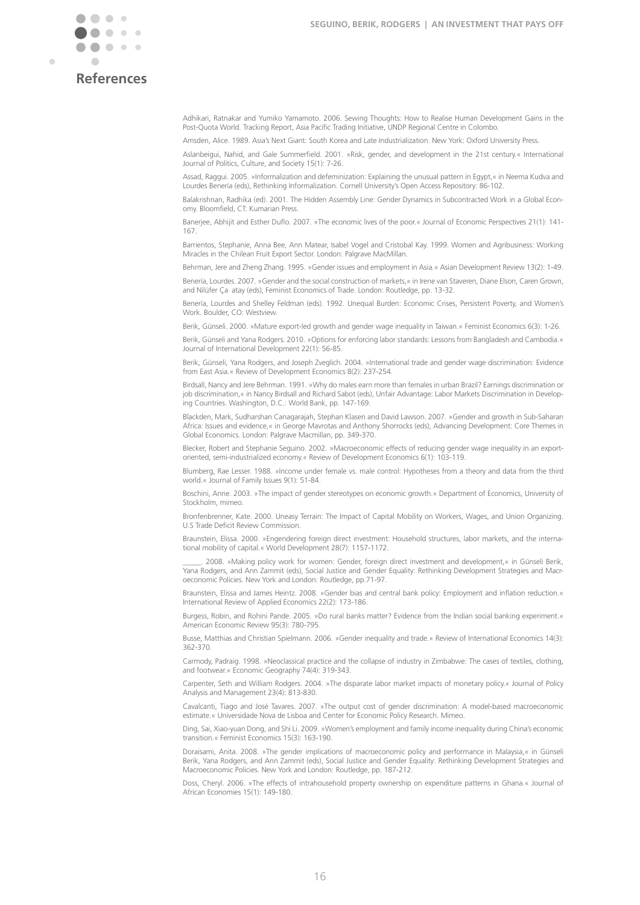# References

Adhikari, Ratnakar and Yumiko Yamamoto. 2006. Sewing Thoughts: How to Realise Human Development Gains in the Post-Quota World. Tracking Report, Asia Pacific Trading Initiative, UNDP Regional Centre in Colombo.

Amsden, Alice. 1989. Asia's Next Giant: South Korea and Late Industrialization. New York: Oxford University Press.

Aslanbeigui, Nahid, and Gale Summerfield. 2001. »Risk, gender, and development in the 21st century.« International Journal of Politics, Culture, and Society 15(1): 7-26.

Assad, Raggui. 2005. »Informalization and defeminization: Explaining the unusual pattern in Egypt,« in Neema Kudva and Lourdes Benería (eds), Rethinking Informalization. Cornell University's Open Access Repository: 86-102.

Balakrishnan, Radhika (ed). 2001. The Hidden Assembly Line: Gender Dynamics in Subcontracted Work in a Global Economy. Bloomfield, CT: Kumarian Press.

Banerjee, Abhijit and Esther Duflo. 2007. »The economic lives of the poor.« Journal of Economic Perspectives 21(1): 141-167.

Barrientos, Stephanie, Anna Bee, Ann Matear, Isabel Vogel and Cristobal Kay. 1999. Women and Agribusiness: Working Miracles in the Chilean Fruit Export Sector. London: Palgrave MacMillan.

Behrman, Jere and Zheng Zhang. 1995. »Gender issues and employment in Asia.« Asian Development Review 13(2): 1-49.

Benería, Lourdes. 2007. »Gender and the social construction of markets,« in Irene van Staveren, Diane Elson, Caren Grown, and Nilüfer Ça atay (eds), Feminist Economics of Trade. London: Routledge, pp. 13-32.

Benería, Lourdes and Shelley Feldman (eds). 1992. Unequal Burden: Economic Crises, Persistent Poverty, and Women's Work. Boulder, CO: Westview.

Berik, Günseli. 2000. »Mature export-led growth and gender wage inequality in Taiwan.« Feminist Economics 6(3): 1-26.

Berik, Günseli and Yana Rodgers. 2010. »Options for enforcing labor standards: Lessons from Bangladesh and Cambodia.« Journal of International Development 22(1): 56-85.

Berik, Günseli, Yana Rodgers, and Joseph Zveglich. 2004. »International trade and gender wage discrimination: Evidence from East Asia.« Review of Development Economics 8(2): 237-254.

Birdsall, Nancy and Jere Behrman. 1991. »Why do males earn more than females in urban Brazil? Earnings discrimination or job discrimination,« in Nancy Birdsall and Richard Sabot (eds), Unfair Advantage: Labor Markets Discrimination in Developing Countries. Washington, D.C.: World Bank, pp. 147-169.

Blackden, Mark, Sudharshan Canagarajah, Stephan Klasen and David Lawson. 2007. »Gender and growth in Sub-Saharan Africa: Issues and evidence,« in George Mavrotas and Anthony Shorrocks (eds), Advancing Development: Core Themes in Global Economics. London: Palgrave Macmillan, pp. 349-370.

Blecker, Robert and Stephanie Seguino. 2002. »Macroeconomic effects of reducing gender wage inequality in an export-oriented, semi-industrialized economy.« Review of Development Economics 6(1): 103-119.

Blumberg, Rae Lesser. 1988. »Income under female vs. male control: Hypotheses from a theory and data from the third world.« Journal of Family Issues 9(1): 51-84.

Boschini, Anne. 2003. »The impact of gender stereotypes on economic growth.« Department of Economics, University of Stockholm, mimeo.

Bronfenbrenner, Kate. 2000. Uneasy Terrain: The Impact of Capital Mobility on Workers, Wages, and Union Organizing. U.S Trade Deficit Review Commission.

Braunstein, Elissa. 2000. »Engendering foreign direct investment: Household structures, labor markets, and the international mobility of capital.« World Development 28(7): 1157-1172.

_____. 2008. »Making policy work for women: Gender, foreign direct investment and development,« in Günseli Berik, Yana Rodgers, and Ann Zammit (eds), Social Justice and Gender Equality: Rethinking Development Strategies and Macroeconomic Policies. New York and London: Routledge, pp.71-97.

Braunstein, Elissa and James Heintz. 2008. »Gender bias and central bank policy: Employment and inflation reduction.« International Review of Applied Economics 22(2): 173-186.

Burgess, Robin, and Rohini Pande. 2005. »Do rural banks matter? Evidence from the Indian social banking experiment.« American Economic Review 95(3): 780-795.

Busse, Matthias and Christian Spielmann. 2006. »Gender inequality and trade.« Review of International Economics 14(3): 362-370.

Carmody, Padraig. 1998. »Neoclassical practice and the collapse of industry in Zimbabwe: The cases of textiles, clothing, and footwear.« Economic Geography 74(4): 319-343.

Carpenter, Seth and William Rodgers. 2004. »The disparate labor market impacts of monetary policy.« Journal of Policy Analysis and Management 23(4): 813-830.

Cavalcanti, Tiago and José Tavares. 2007. »The output cost of gender discrimination: A model-based macroeconomic estimate.« Universidade Nova de Lisboa and Center for Economic Policy Research. Mimeo.

Ding, Sai, Xiao-yuan Dong, and Shi Li. 2009. »Women's employment and family income inequality during China's economic transition.« Feminist Economics 15(3): 163-190.

Doraisami, Anita. 2008. »The gender implications of macroeconomic policy and performance in Malaysia,« in Günseli Berik, Yana Rodgers, and Ann Zammit (eds), Social Justice and Gender Equality: Rethinking Development Strategies and Macroeconomic Policies. New York and London: Routledge, pp. 187-212.

Doss, Cheryl. 2006. »The effects of intrahousehold property ownership on expenditure patterns in Ghana.« Journal of African Economies 15(1): 149-180.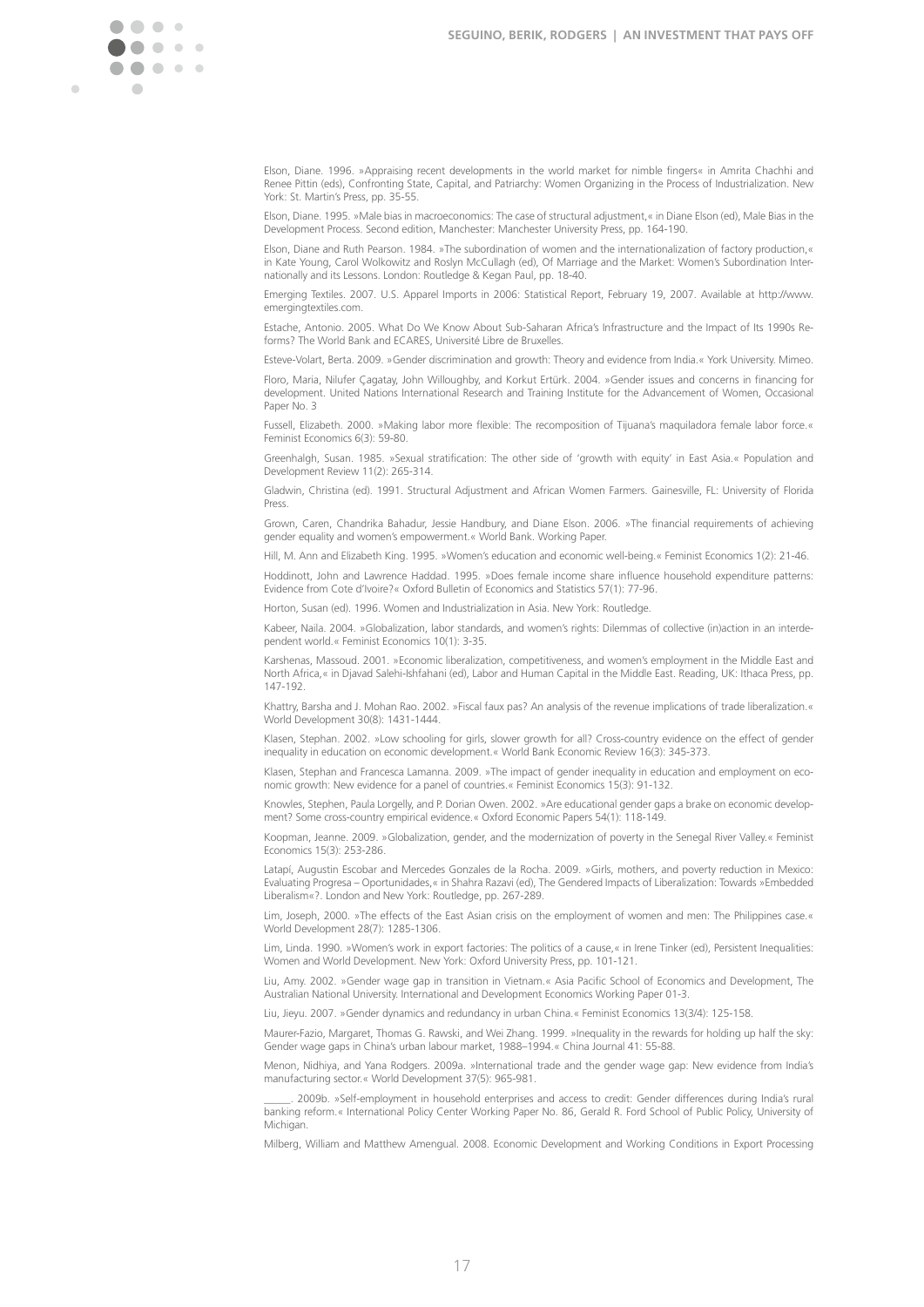Elson, Diane. 1996. »Appraising recent developments in the world market for nimble fingers« in Amrita Chachhi and Renee Pittin (eds), Confronting State, Capital, and Patriarchy: Women Organizing in the Process of Industrialization. New York: St. Martin's Press, pp. 35-55.

Elson, Diane. 1995. »Male bias in macroeconomics: The case of structural adjustment,« in Diane Elson (ed), Male Bias in the Development Process. Second edition, Manchester: Manchester University Press, pp. 164-190.

Elson, Diane and Ruth Pearson. 1984. »The subordination of women and the internationalization of factory production,« in Kate Young, Carol Wolkowitz and Roslyn McCullagh (ed), Of Marriage and the Market: Women's Subordination Internationally and its Lessons. London: Routledge & Kegan Paul, pp. 18-40.

Emerging Textiles. 2007. U.S. Apparel Imports in 2006: Statistical Report, February 19, 2007. Available at http://www.emergingtextiles.com.

Estache, Antonio. 2005. What Do We Know About Sub-Saharan Africa's Infrastructure and the Impact of Its 1990s Reforms? The World Bank and ECARES, Université Libre de Bruxelles.

Esteve-Volart, Berta. 2009. »Gender discrimination and growth: Theory and evidence from India.« York University. Mimeo.

Floro, Maria, Nilufer Çagatay, John Willoughby, and Korkut Ertürk. 2004. »Gender issues and concerns in financing for development. United Nations International Research and Training Institute for the Advancement of Women, Occasional Paper No. 3

Fussell, Elizabeth. 2000. »Making labor more flexible: The recomposition of Tijuana's maquiladora female labor force.« Feminist Economics 6(3): 59-80.

Greenhalgh, Susan. 1985. »Sexual stratification: The other side of 'growth with equity' in East Asia.« Population and Development Review 11(2): 265-314.

Gladwin, Christina (ed). 1991. Structural Adjustment and African Women Farmers. Gainesville, FL: University of Florida Press.

Grown, Caren, Chandrika Bahadur, Jessie Handbury, and Diane Elson. 2006. »The financial requirements of achieving gender equality and women's empowerment.« World Bank. Working Paper.

Hill, M. Ann and Elizabeth King. 1995. »Women's education and economic well-being.« Feminist Economics 1(2): 21-46.

Hoddinott, John and Lawrence Haddad. 1995. »Does female income share influence household expenditure patterns: Evidence from Cote d'Ivoire?« Oxford Bulletin of Economics and Statistics 57(1): 77-96.

Horton, Susan (ed). 1996. Women and Industrialization in Asia. New York: Routledge.

Kabeer, Naila. 2004. »Globalization, labor standards, and women's rights: Dilemmas of collective (in)action in an interdependent world.« Feminist Economics 10(1): 3-35.

Karshenas, Massoud. 2001. »Economic liberalization, competitiveness, and women's employment in the Middle East and North Africa,« in Djavad Salehi-Ishfahani (ed), Labor and Human Capital in the Middle East. Reading, UK: Ithaca Press, pp. 147-192.

Khattry, Barsha and J. Mohan Rao. 2002. »Fiscal faux pas? An analysis of the revenue implications of trade liberalization.« World Development 30(8): 1431-1444.

Klasen, Stephan. 2002. »Low schooling for girls, slower growth for all? Cross-country evidence on the effect of gender inequality in education on economic development.« World Bank Economic Review 16(3): 345-373.

Klasen, Stephan and Francesca Lamanna. 2009. »The impact of gender inequality in education and employment on economic growth: New evidence for a panel of countries.« Feminist Economics 15(3): 91-132.

Knowles, Stephen, Paula Lorgelly, and P. Dorian Owen. 2002. »Are educational gender gaps a brake on economic development? Some cross-country empirical evidence.« Oxford Economic Papers 54(1): 118-149.

Koopman, Jeanne. 2009. »Globalization, gender, and the modernization of poverty in the Senegal River Valley.« Feminist Economics 15(3): 253-286.

Latapí, Augustin Escobar and Mercedes Gonzales de la Rocha. 2009. »Girls, mothers, and poverty reduction in Mexico: Evaluating Progresa – Oportunidades,« in Shahra Razavi (ed), The Gendered Impacts of Liberalization: Towards »Embedded Liberalism«?. London and New York: Routledge, pp. 267-289.

Lim, Joseph, 2000. »The effects of the East Asian crisis on the employment of women and men: The Philippines case.« World Development 28(7): 1285-1306.

Lim, Linda. 1990. »Women's work in export factories: The politics of a cause,« in Irene Tinker (ed), Persistent Inequalities: Women and World Development. New York: Oxford University Press, pp. 101-121.

Liu, Amy. 2002. »Gender wage gap in transition in Vietnam.« Asia Pacific School of Economics and Development, The Australian National University. International and Development Economics Working Paper 01-3.

Liu, Jieyu. 2007. »Gender dynamics and redundancy in urban China.« Feminist Economics 13(3/4): 125-158.

Maurer-Fazio, Margaret, Thomas G. Rawski, and Wei Zhang. 1999. »Inequality in the rewards for holding up half the sky: Gender wage gaps in China's urban labour market, 1988–1994.« China Journal 41: 55-88.

Menon, Nidhiya, and Yana Rodgers. 2009a. »International trade and the gender wage gap: New evidence from India's manufacturing sector.« World Development 37(5): 965-981.

_____. 2009b. »Self-employment in household enterprises and access to credit: Gender differences during India's rural banking reform.« International Policy Center Working Paper No. 86, Gerald R. Ford School of Public Policy, University of Michigan.

Milberg, William and Matthew Amengual. 2008. Economic Development and Working Conditions in Export Processing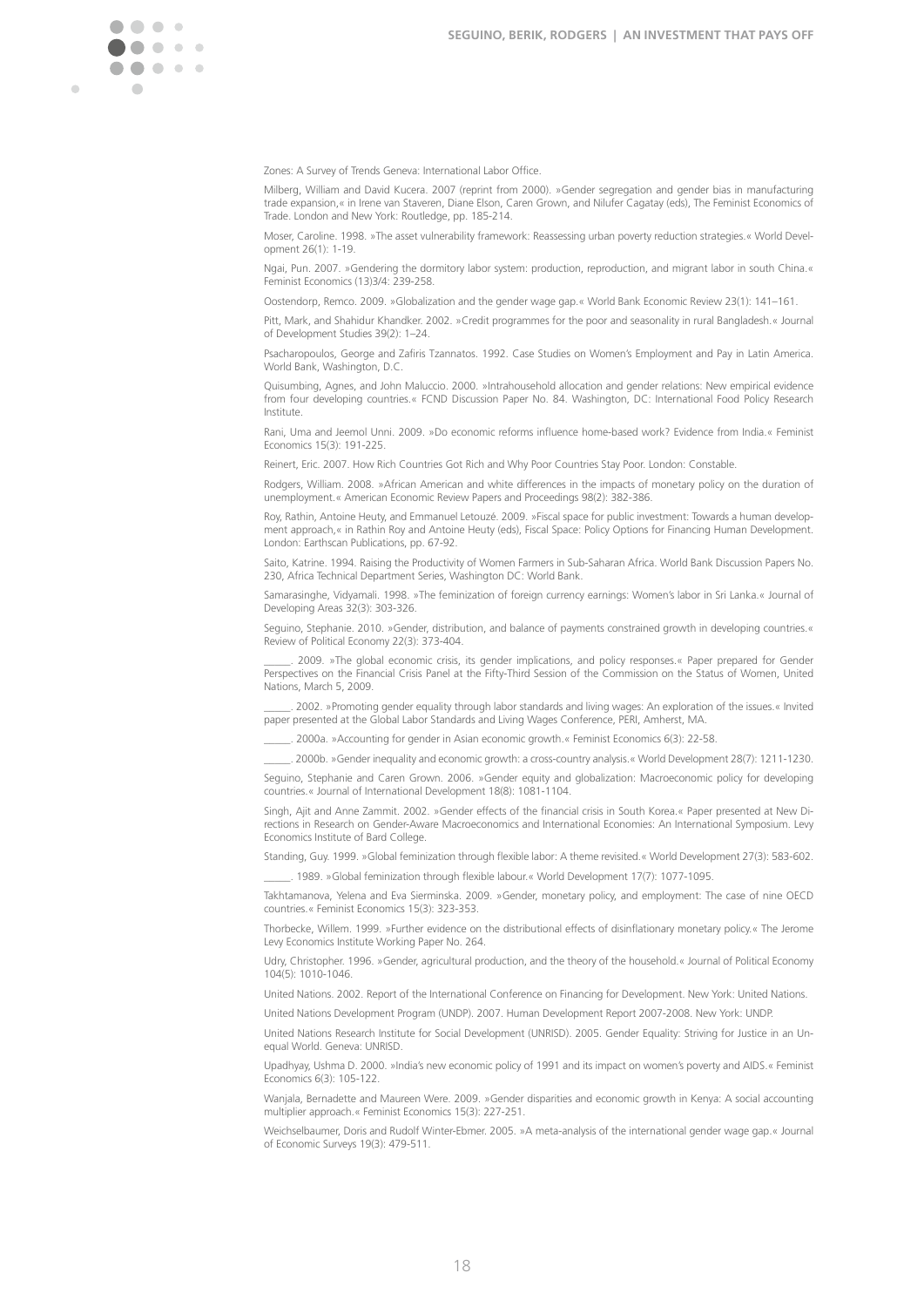Zones: A Survey of Trends Geneva: International Labor Office.

Milberg, William and David Kucera. 2007 (reprint from 2000). »Gender segregation and gender bias in manufacturing trade expansion,« in Irene van Staveren, Diane Elson, Caren Grown, and Nilufer Cagatay (eds), The Feminist Economics of Trade. London and New York: Routledge, pp. 185-214.

Moser, Caroline. 1998. »The asset vulnerability framework: Reassessing urban poverty reduction strategies.« World Development 26(1): 1-19.

Ngai, Pun. 2007. »Gendering the dormitory labor system: production, reproduction, and migrant labor in south China.« Feminist Economics (13)3/4: 239-258.

Oostendorp, Remco. 2009. »Globalization and the gender wage gap.« World Bank Economic Review 23(1): 141–161.

Pitt, Mark, and Shahidur Khandker. 2002. »Credit programmes for the poor and seasonality in rural Bangladesh.« Journal of Development Studies 39(2): 1–24.

Psacharopoulos, George and Zafiris Tzannatos. 1992. Case Studies on Women's Employment and Pay in Latin America. World Bank, Washington, D.C.

Quisumbing, Agnes, and John Maluccio. 2000. »Intrahousehold allocation and gender relations: New empirical evidence from four developing countries.« FCND Discussion Paper No. 84. Washington, DC: International Food Policy Research Institute.

Rani, Uma and Jeemol Unni. 2009. »Do economic reforms influence home-based work? Evidence from India.« Feminist Economics 15(3): 191-225.

Reinert, Eric. 2007. How Rich Countries Got Rich and Why Poor Countries Stay Poor. London: Constable.

Rodgers, William. 2008. »African American and white differences in the impacts of monetary policy on the duration of unemployment.« American Economic Review Papers and Proceedings 98(2): 382-386.

Roy, Rathin, Antoine Heuty, and Emmanuel Letouzé. 2009. »Fiscal space for public investment: Towards a human development approach,« in Rathin Roy and Antoine Heuty (eds), Fiscal Space: Policy Options for Financing Human Development. London: Earthscan Publications, pp. 67-92.

Saito, Katrine. 1994. Raising the Productivity of Women Farmers in Sub-Saharan Africa. World Bank Discussion Papers No. 230, Africa Technical Department Series, Washington DC: World Bank.

Samarasinghe, Vidyamali. 1998. »The feminization of foreign currency earnings: Women's labor in Sri Lanka.« Journal of Developing Areas 32(3): 303-326.

Seguino, Stephanie. 2010. »Gender, distribution, and balance of payments constrained growth in developing countries.« Review of Political Economy 22(3): 373-404.

_____. 2009. »The global economic crisis, its gender implications, and policy responses.« Paper prepared for Gender Perspectives on the Financial Crisis Panel at the Fifty-Third Session of the Commission on the Status of Women, United Nations, March 5, 2009.

_____. 2002. »Promoting gender equality through labor standards and living wages: An exploration of the issues.« Invited paper presented at the Global Labor Standards and Living Wages Conference, PERI, Amherst, MA.

_____. 2000a. »Accounting for gender in Asian economic growth.« Feminist Economics 6(3): 22-58.

_____. 2000b. »Gender inequality and economic growth: a cross-country analysis.« World Development 28(7): 1211-1230.

Seguino, Stephanie and Caren Grown. 2006. »Gender equity and globalization: Macroeconomic policy for developing countries.« Journal of International Development 18(8): 1081-1104.

Singh, Ajit and Anne Zammit. 2002. »Gender effects of the financial crisis in South Korea.« Paper presented at New Directions in Research on Gender-Aware Macroeconomics and International Economies: An International Symposium. Levy Economics Institute of Bard College.

Standing, Guy. 1999. »Global feminization through flexible labor: A theme revisited.« World Development 27(3): 583-602.

_____. 1989. »Global feminization through flexible labour.« World Development 17(7): 1077-1095.

Takhtamanova, Yelena and Eva Sierminska. 2009. »Gender, monetary policy, and employment: The case of nine OECD countries.« Feminist Economics 15(3): 323-353.

Thorbecke, Willem. 1999. »Further evidence on the distributional effects of disinflationary monetary policy.« The Jerome Levy Economics Institute Working Paper No. 264.

Udry, Christopher. 1996. »Gender, agricultural production, and the theory of the household.« Journal of Political Economy 104(5): 1010-1046.

United Nations. 2002. Report of the International Conference on Financing for Development. New York: United Nations.

United Nations Development Program (UNDP). 2007. Human Development Report 2007-2008. New York: UNDP.

United Nations Research Institute for Social Development (UNRISD). 2005. Gender Equality: Striving for Justice in an Unequal World. Geneva: UNRISD.

Upadhyay, Ushma D. 2000. »India's new economic policy of 1991 and its impact on women's poverty and AIDS.« Feminist Economics 6(3): 105-122.

Wanjala, Bernadette and Maureen Were. 2009. »Gender disparities and economic growth in Kenya: A social accounting multiplier approach.« Feminist Economics 15(3): 227-251.

Weichselbaumer, Doris and Rudolf Winter-Ebmer. 2005. »A meta-analysis of the international gender wage gap.« Journal of Economic Surveys 19(3): 479-511.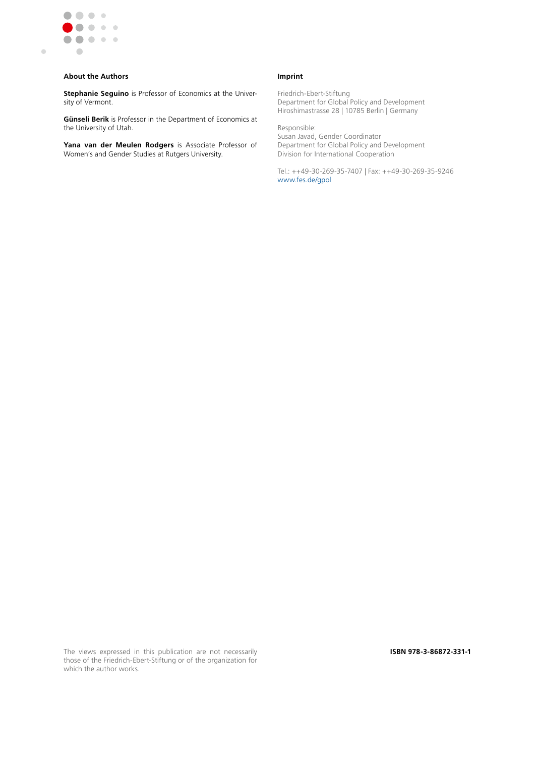**About the Authors**

**Stephanie Seguino** is Professor of Economics at the University of Vermont.

**Günseli Berik** is Professor in the Department of Economics at the University of Utah.

**Yana van der Meulen Rodgers** is Associate Professor of Women's and Gender Studies at Rutgers University.

**Imprint**

Friedrich-Ebert-Stiftung
Department for Global Policy and Development
Hiroshimastrasse 28 | 10785 Berlin | Germany

Responsible:
Susan Javad, Gender Coordinator
Department for Global Policy and Development
Division for International Cooperation

Tel.: ++49-30-269-35-7407 | Fax: ++49-30-269-35-9246
www.fes.de/gpol

The views expressed in this publication are not necessarily those of the Friedrich-Ebert-Stiftung or of the organization for which the author works.

**ISBN 978-3-86872-331-1**